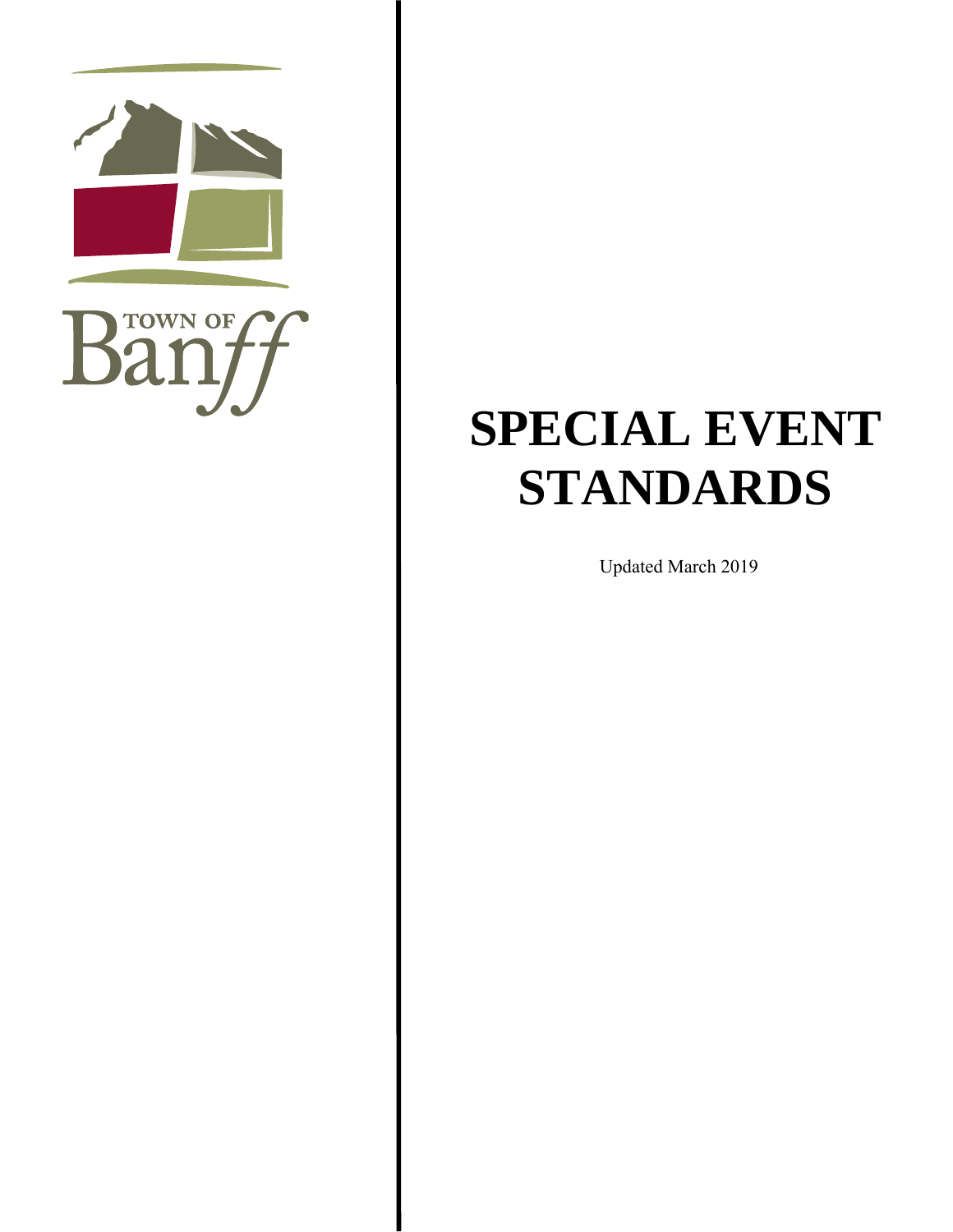# SPECIAL EVENT STANDARDS

Updated March 2019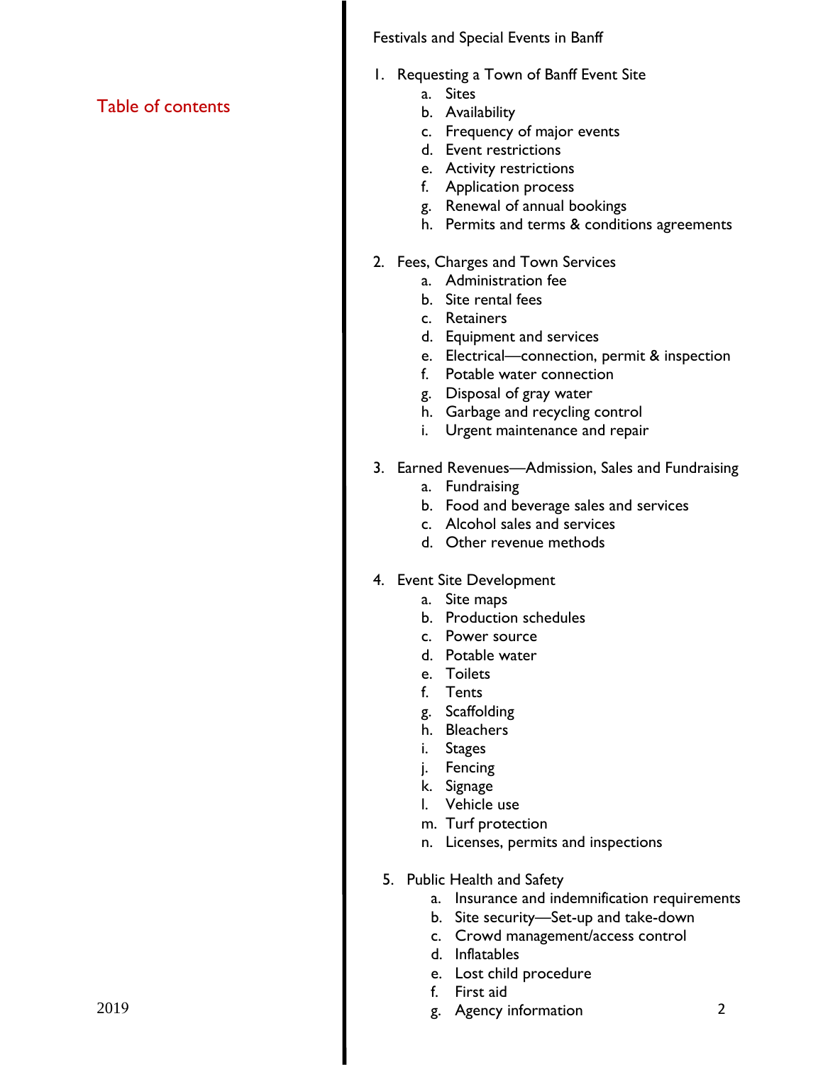## Table of contents

Festivals and Special Events in Banff

1. Requesting a Town of Banff Event Site
   a. Sites
   b. Availability
   c. Frequency of major events
   d. Event restrictions
   e. Activity restrictions
   f. Application process
   g. Renewal of annual bookings
   h. Permits and terms & conditions agreements

2. Fees, Charges and Town Services
   a. Administration fee
   b. Site rental fees
   c. Retainers
   d. Equipment and services
   e. Electrical—connection, permit & inspection
   f. Potable water connection
   g. Disposal of gray water
   h. Garbage and recycling control
   i. Urgent maintenance and repair

3. Earned Revenues—Admission, Sales and Fundraising
   a. Fundraising
   b. Food and beverage sales and services
   c. Alcohol sales and services
   d. Other revenue methods

4. Event Site Development
   a. Site maps
   b. Production schedules
   c. Power source
   d. Potable water
   e. Toilets
   f. Tents
   g. Scaffolding
   h. Bleachers
   i. Stages
   j. Fencing
   k. Signage
   l. Vehicle use
   m. Turf protection
   n. Licenses, permits and inspections

5. Public Health and Safety
   a. Insurance and indemnification requirements
   b. Site security—Set-up and take-down
   c. Crowd management/access control
   d. Inflatables
   e. Lost child procedure
   f. First aid
   g. Agency information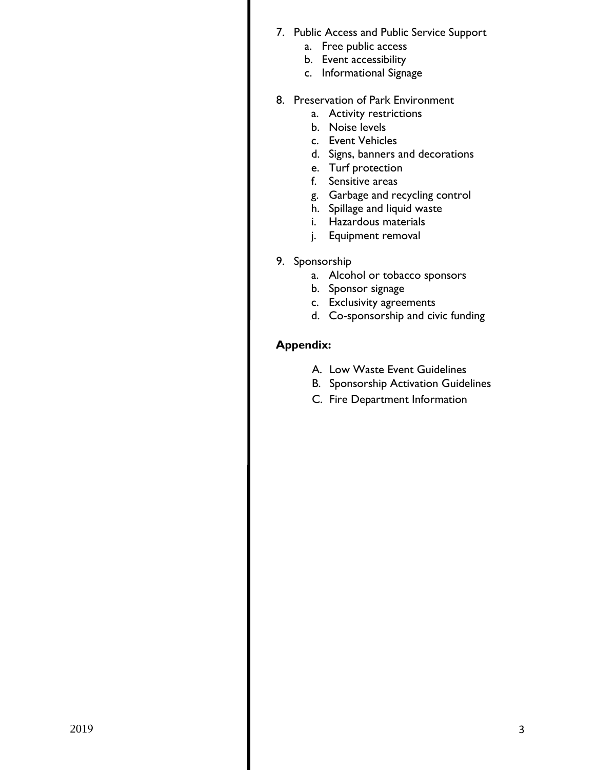7. Public Access and Public Service Support
    a. Free public access
    b. Event accessibility
    c. Informational Signage

8. Preservation of Park Environment
    a. Activity restrictions
    b. Noise levels
    c. Event Vehicles
    d. Signs, banners and decorations
    e. Turf protection
    f. Sensitive areas
    g. Garbage and recycling control
    h. Spillage and liquid waste
    i. Hazardous materials
    j. Equipment removal

9. Sponsorship
    a. Alcohol or tobacco sponsors
    b. Sponsor signage
    c. Exclusivity agreements
    d. Co-sponsorship and civic funding

**Appendix:**

A. Low Waste Event Guidelines
B. Sponsorship Activation Guidelines
C. Fire Department Information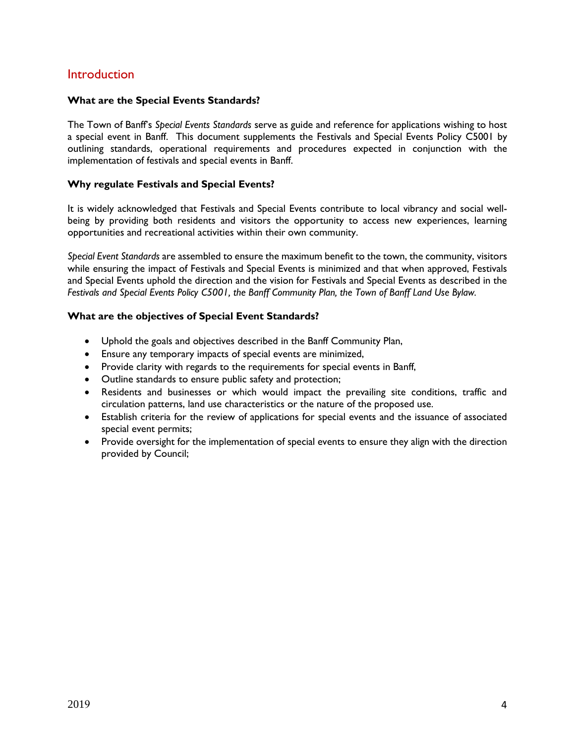## Introduction

**What are the Special Events Standards?**

The Town of Banff's *Special Events Standards* serve as guide and reference for applications wishing to host a special event in Banff. This document supplements the Festivals and Special Events Policy C5001 by outlining standards, operational requirements and procedures expected in conjunction with the implementation of festivals and special events in Banff.

**Why regulate Festivals and Special Events?**

It is widely acknowledged that Festivals and Special Events contribute to local vibrancy and social well-being by providing both residents and visitors the opportunity to access new experiences, learning opportunities and recreational activities within their own community.

*Special Event Standards* are assembled to ensure the maximum benefit to the town, the community, visitors while ensuring the impact of Festivals and Special Events is minimized and that when approved, Festivals and Special Events uphold the direction and the vision for Festivals and Special Events as described in the *Festivals and Special Events Policy C5001, the Banff Community Plan, the Town of Banff Land Use Bylaw.*

**What are the objectives of Special Event Standards?**

- Uphold the goals and objectives described in the Banff Community Plan,
- Ensure any temporary impacts of special events are minimized,
- Provide clarity with regards to the requirements for special events in Banff,
- Outline standards to ensure public safety and protection;
- Residents and businesses or which would impact the prevailing site conditions, traffic and circulation patterns, land use characteristics or the nature of the proposed use.
- Establish criteria for the review of applications for special events and the issuance of associated special event permits;
- Provide oversight for the implementation of special events to ensure they align with the direction provided by Council;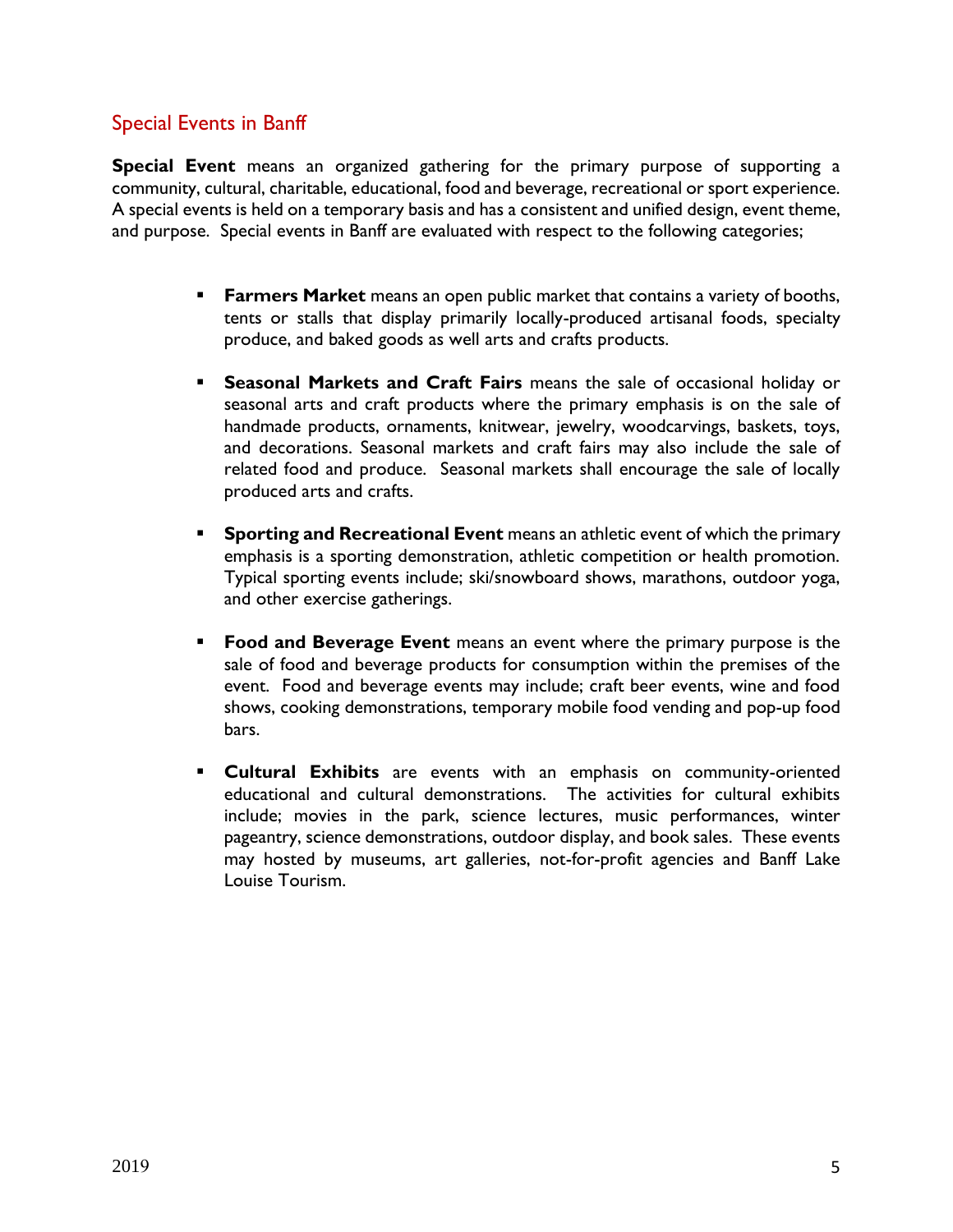## Special Events in Banff

**Special Event** means an organized gathering for the primary purpose of supporting a community, cultural, charitable, educational, food and beverage, recreational or sport experience. A special events is held on a temporary basis and has a consistent and unified design, event theme, and purpose. Special events in Banff are evaluated with respect to the following categories;

- **Farmers Market** means an open public market that contains a variety of booths, tents or stalls that display primarily locally-produced artisanal foods, specialty produce, and baked goods as well arts and crafts products.

- **Seasonal Markets and Craft Fairs** means the sale of occasional holiday or seasonal arts and craft products where the primary emphasis is on the sale of handmade products, ornaments, knitwear, jewelry, woodcarvings, baskets, toys, and decorations. Seasonal markets and craft fairs may also include the sale of related food and produce. Seasonal markets shall encourage the sale of locally produced arts and crafts.

- **Sporting and Recreational Event** means an athletic event of which the primary emphasis is a sporting demonstration, athletic competition or health promotion. Typical sporting events include; ski/snowboard shows, marathons, outdoor yoga, and other exercise gatherings.

- **Food and Beverage Event** means an event where the primary purpose is the sale of food and beverage products for consumption within the premises of the event. Food and beverage events may include; craft beer events, wine and food shows, cooking demonstrations, temporary mobile food vending and pop-up food bars.

- **Cultural Exhibits** are events with an emphasis on community-oriented educational and cultural demonstrations. The activities for cultural exhibits include; movies in the park, science lectures, music performances, winter pageantry, science demonstrations, outdoor display, and book sales. These events may hosted by museums, art galleries, not-for-profit agencies and Banff Lake Louise Tourism.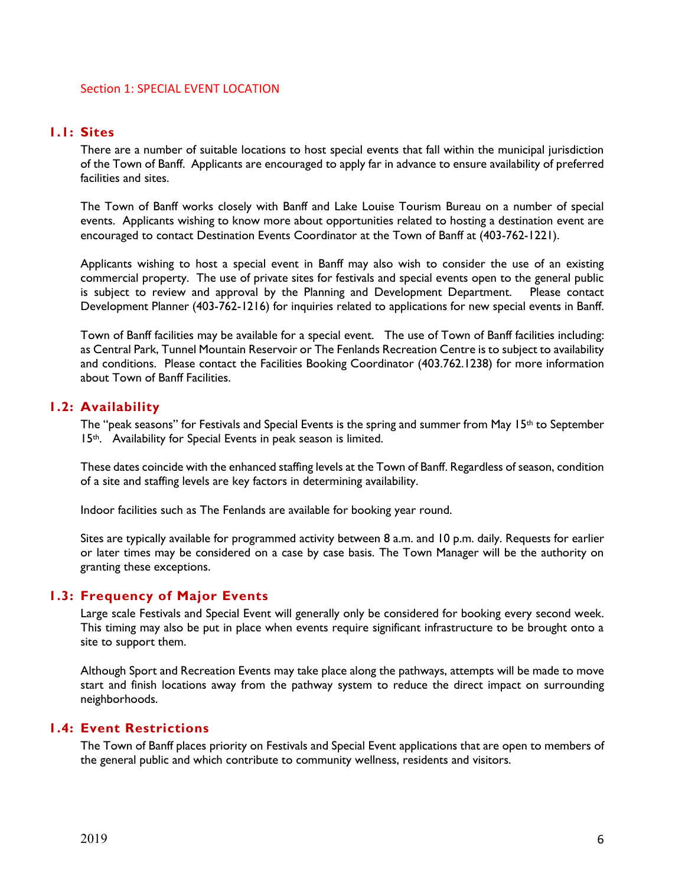## Section 1: SPECIAL EVENT LOCATION

### 1.1: Sites

There are a number of suitable locations to host special events that fall within the municipal jurisdiction of the Town of Banff. Applicants are encouraged to apply far in advance to ensure availability of preferred facilities and sites.

The Town of Banff works closely with Banff and Lake Louise Tourism Bureau on a number of special events. Applicants wishing to know more about opportunities related to hosting a destination event are encouraged to contact Destination Events Coordinator at the Town of Banff at (403-762-1221).

Applicants wishing to host a special event in Banff may also wish to consider the use of an existing commercial property. The use of private sites for festivals and special events open to the general public is subject to review and approval by the Planning and Development Department. Please contact Development Planner (403-762-1216) for inquiries related to applications for new special events in Banff.

Town of Banff facilities may be available for a special event. The use of Town of Banff facilities including: as Central Park, Tunnel Mountain Reservoir or The Fenlands Recreation Centre is to subject to availability and conditions. Please contact the Facilities Booking Coordinator (403.762.1238) for more information about Town of Banff Facilities.

### 1.2: Availability

The "peak seasons" for Festivals and Special Events is the spring and summer from May 15th to September 15th. Availability for Special Events in peak season is limited.

These dates coincide with the enhanced staffing levels at the Town of Banff. Regardless of season, condition of a site and staffing levels are key factors in determining availability.

Indoor facilities such as The Fenlands are available for booking year round.

Sites are typically available for programmed activity between 8 a.m. and 10 p.m. daily. Requests for earlier or later times may be considered on a case by case basis. The Town Manager will be the authority on granting these exceptions.

### 1.3: Frequency of Major Events

Large scale Festivals and Special Event will generally only be considered for booking every second week. This timing may also be put in place when events require significant infrastructure to be brought onto a site to support them.

Although Sport and Recreation Events may take place along the pathways, attempts will be made to move start and finish locations away from the pathway system to reduce the direct impact on surrounding neighborhoods.

### 1.4: Event Restrictions

The Town of Banff places priority on Festivals and Special Event applications that are open to members of the general public and which contribute to community wellness, residents and visitors.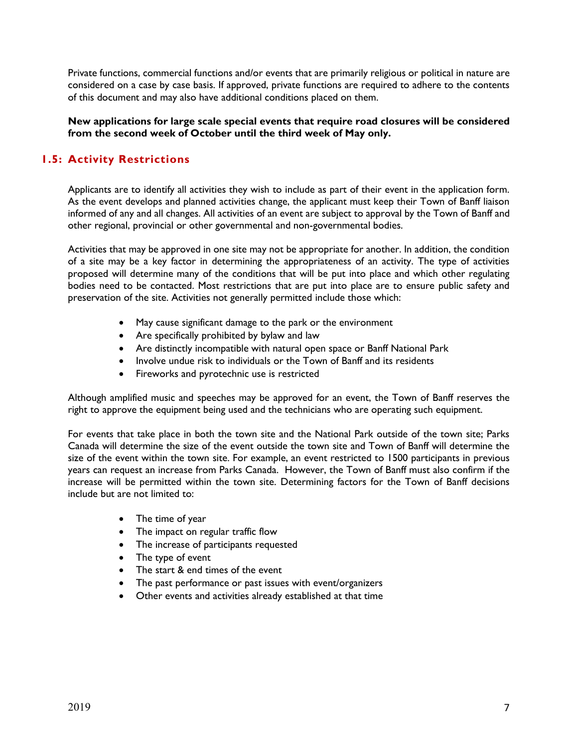Private functions, commercial functions and/or events that are primarily religious or political in nature are considered on a case by case basis. If approved, private functions are required to adhere to the contents of this document and may also have additional conditions placed on them.

**New applications for large scale special events that require road closures will be considered from the second week of October until the third week of May only.**

## 1.5: Activity Restrictions

Applicants are to identify all activities they wish to include as part of their event in the application form. As the event develops and planned activities change, the applicant must keep their Town of Banff liaison informed of any and all changes. All activities of an event are subject to approval by the Town of Banff and other regional, provincial or other governmental and non-governmental bodies.

Activities that may be approved in one site may not be appropriate for another. In addition, the condition of a site may be a key factor in determining the appropriateness of an activity. The type of activities proposed will determine many of the conditions that will be put into place and which other regulating bodies need to be contacted. Most restrictions that are put into place are to ensure public safety and preservation of the site. Activities not generally permitted include those which:

- May cause significant damage to the park or the environment
- Are specifically prohibited by bylaw and law
- Are distinctly incompatible with natural open space or Banff National Park
- Involve undue risk to individuals or the Town of Banff and its residents
- Fireworks and pyrotechnic use is restricted

Although amplified music and speeches may be approved for an event, the Town of Banff reserves the right to approve the equipment being used and the technicians who are operating such equipment.

For events that take place in both the town site and the National Park outside of the town site; Parks Canada will determine the size of the event outside the town site and Town of Banff will determine the size of the event within the town site. For example, an event restricted to 1500 participants in previous years can request an increase from Parks Canada. However, the Town of Banff must also confirm if the increase will be permitted within the town site. Determining factors for the Town of Banff decisions include but are not limited to:

- The time of year
- The impact on regular traffic flow
- The increase of participants requested
- The type of event
- The start & end times of the event
- The past performance or past issues with event/organizers
- Other events and activities already established at that time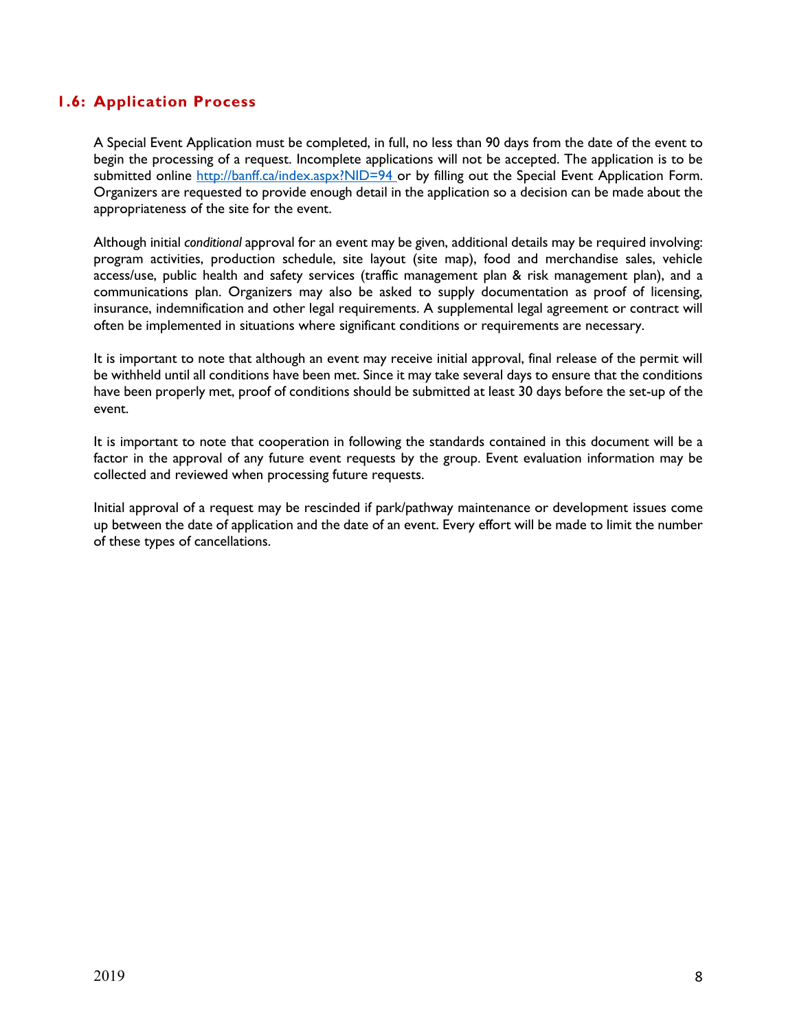## 1.6: Application Process

A Special Event Application must be completed, in full, no less than 90 days from the date of the event to begin the processing of a request. Incomplete applications will not be accepted. The application is to be submitted online [http://banff.ca/index.aspx?NID=94](http://banff.ca/index.aspx?NID=94) or by filling out the Special Event Application Form. Organizers are requested to provide enough detail in the application so a decision can be made about the appropriateness of the site for the event.

Although initial *conditional* approval for an event may be given, additional details may be required involving: program activities, production schedule, site layout (site map), food and merchandise sales, vehicle access/use, public health and safety services (traffic management plan & risk management plan), and a communications plan. Organizers may also be asked to supply documentation as proof of licensing, insurance, indemnification and other legal requirements. A supplemental legal agreement or contract will often be implemented in situations where significant conditions or requirements are necessary.

It is important to note that although an event may receive initial approval, final release of the permit will be withheld until all conditions have been met. Since it may take several days to ensure that the conditions have been properly met, proof of conditions should be submitted at least 30 days before the set-up of the event.

It is important to note that cooperation in following the standards contained in this document will be a factor in the approval of any future event requests by the group. Event evaluation information may be collected and reviewed when processing future requests.

Initial approval of a request may be rescinded if park/pathway maintenance or development issues come up between the date of application and the date of an event. Every effort will be made to limit the number of these types of cancellations.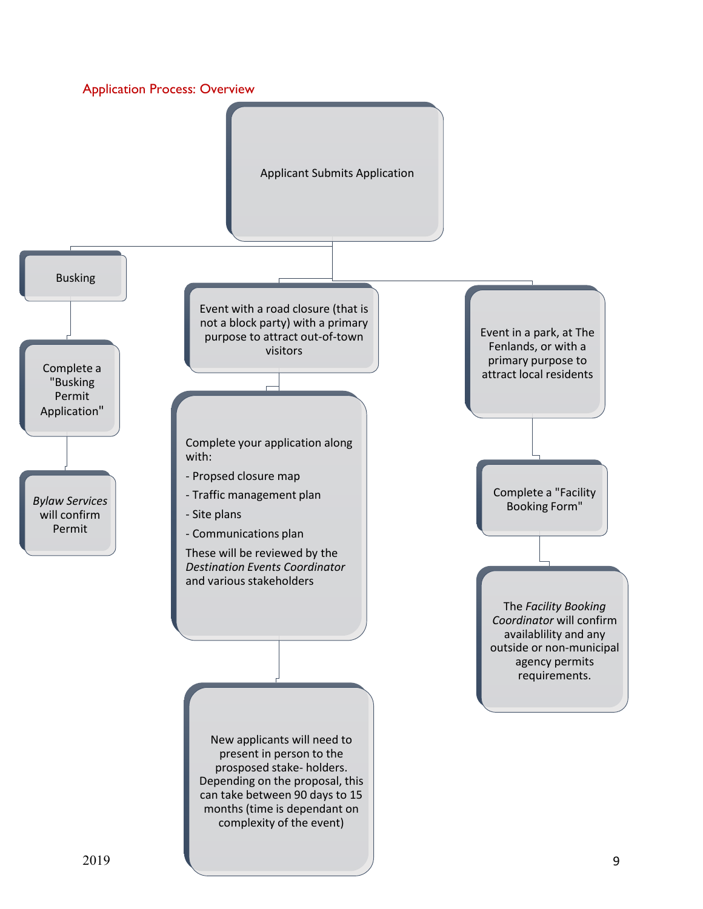## Application Process: Overview

**Applicant Submits Application**

### Busking

- Busking
- Complete a "Busking Permit Application"
- *Bylaw Services* will confirm Permit

### Event with a road closure (that is not a block party) with a primary purpose to attract out-of-town visitors

- Event with a road closure (that is not a block party) with a primary purpose to attract out-of-town visitors
- Complete your application along with:
  - Propsed closure map
  - Traffic management plan
  - Site plans
  - Communications plan

  These will be reviewed by the *Destination Events Coordinator* and various stakeholders
- New applicants will need to present in person to the prospsed stake- holders. Depending on the proposal, this can take between 90 days to 15 months (time is dependant on complexity of the event)

### Event in a park, at The Fenlands, or with a primary purpose to attract local residents

- Event in a park, at The Fenlands, or with a primary purpose to attract local residents
- Complete a "Facility Booking Form"
- The *Facility Booking Coordinator* will confirm availablility and any outside or non-municipal agency permits requirements.

2019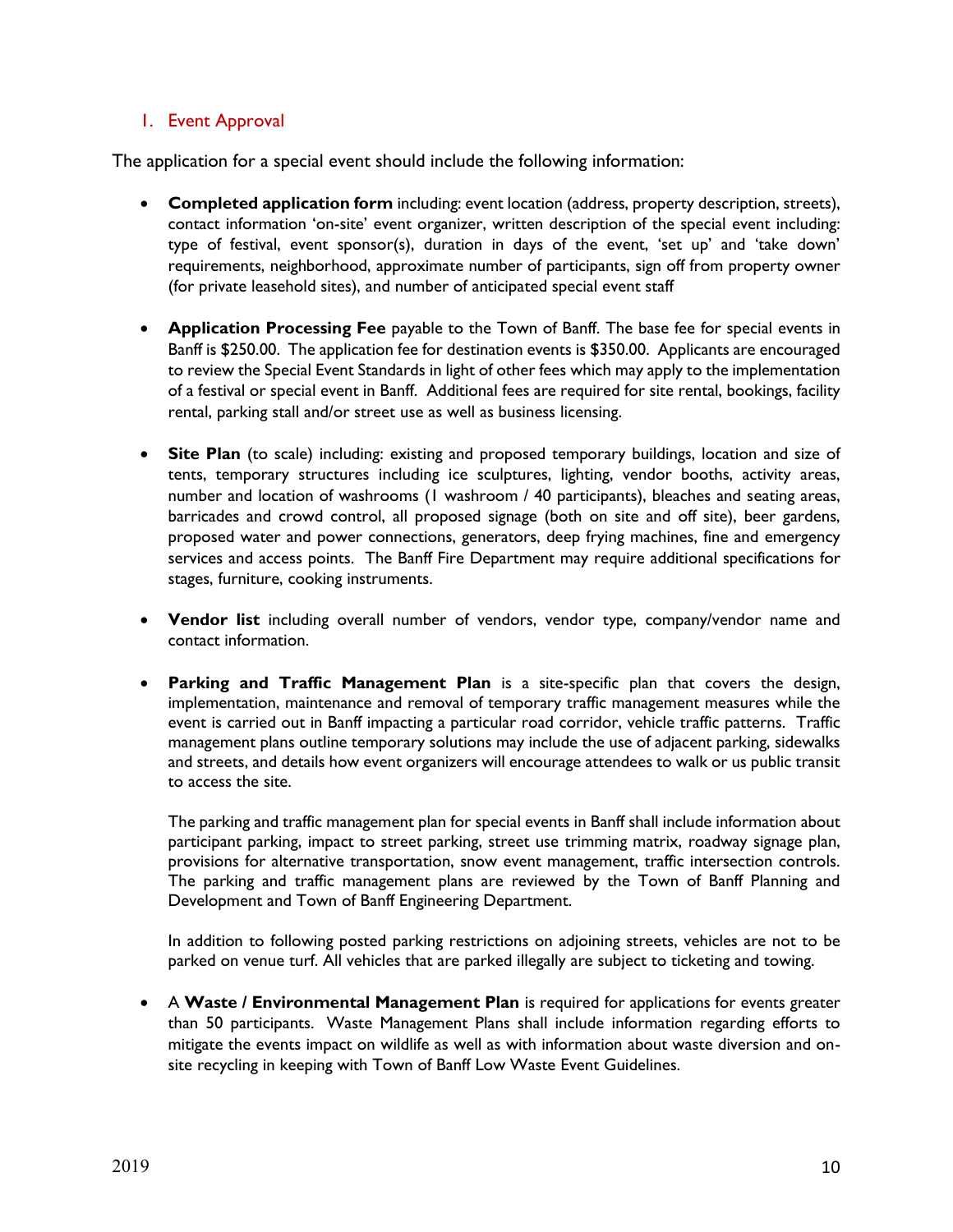## 1. Event Approval

The application for a special event should include the following information:

- **Completed application form** including: event location (address, property description, streets), contact information 'on-site' event organizer, written description of the special event including: type of festival, event sponsor(s), duration in days of the event, 'set up' and 'take down' requirements, neighborhood, approximate number of participants, sign off from property owner (for private leasehold sites), and number of anticipated special event staff

- **Application Processing Fee** payable to the Town of Banff. The base fee for special events in Banff is $250.00. The application fee for destination events is $350.00. Applicants are encouraged to review the Special Event Standards in light of other fees which may apply to the implementation of a festival or special event in Banff. Additional fees are required for site rental, bookings, facility rental, parking stall and/or street use as well as business licensing.

- **Site Plan** (to scale) including: existing and proposed temporary buildings, location and size of tents, temporary structures including ice sculptures, lighting, vendor booths, activity areas, number and location of washrooms (1 washroom / 40 participants), bleaches and seating areas, barricades and crowd control, all proposed signage (both on site and off site), beer gardens, proposed water and power connections, generators, deep frying machines, fine and emergency services and access points. The Banff Fire Department may require additional specifications for stages, furniture, cooking instruments.

- **Vendor list** including overall number of vendors, vendor type, company/vendor name and contact information.

- **Parking and Traffic Management Plan** is a site-specific plan that covers the design, implementation, maintenance and removal of temporary traffic management measures while the event is carried out in Banff impacting a particular road corridor, vehicle traffic patterns. Traffic management plans outline temporary solutions may include the use of adjacent parking, sidewalks and streets, and details how event organizers will encourage attendees to walk or us public transit to access the site.

  The parking and traffic management plan for special events in Banff shall include information about participant parking, impact to street parking, street use trimming matrix, roadway signage plan, provisions for alternative transportation, snow event management, traffic intersection controls. The parking and traffic management plans are reviewed by the Town of Banff Planning and Development and Town of Banff Engineering Department.

  In addition to following posted parking restrictions on adjoining streets, vehicles are not to be parked on venue turf. All vehicles that are parked illegally are subject to ticketing and towing.

- A **Waste / Environmental Management Plan** is required for applications for events greater than 50 participants. Waste Management Plans shall include information regarding efforts to mitigate the events impact on wildlife as well as with information about waste diversion and on-site recycling in keeping with Town of Banff Low Waste Event Guidelines.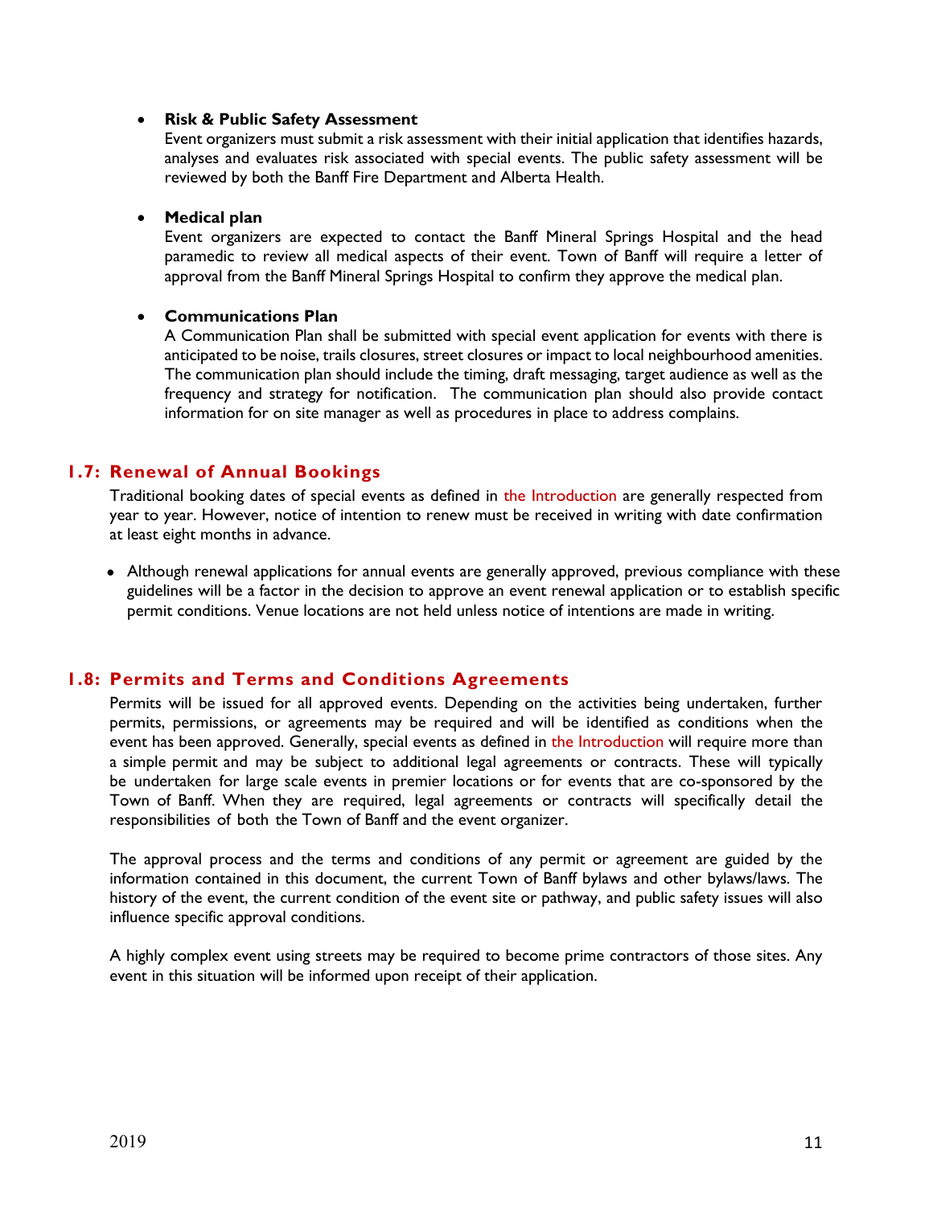- **Risk & Public Safety Assessment**
  Event organizers must submit a risk assessment with their initial application that identifies hazards, analyses and evaluates risk associated with special events. The public safety assessment will be reviewed by both the Banff Fire Department and Alberta Health.

- **Medical plan**
  Event organizers are expected to contact the Banff Mineral Springs Hospital and the head paramedic to review all medical aspects of their event. Town of Banff will require a letter of approval from the Banff Mineral Springs Hospital to confirm they approve the medical plan.

- **Communications Plan**
  A Communication Plan shall be submitted with special event application for events with there is anticipated to be noise, trails closures, street closures or impact to local neighbourhood amenities. The communication plan should include the timing, draft messaging, target audience as well as the frequency and strategy for notification. The communication plan should also provide contact information for on site manager as well as procedures in place to address complains.

## 1.7: Renewal of Annual Bookings

Traditional booking dates of special events as defined in the Introduction are generally respected from year to year. However, notice of intention to renew must be received in writing with date confirmation at least eight months in advance.

- Although renewal applications for annual events are generally approved, previous compliance with these guidelines will be a factor in the decision to approve an event renewal application or to establish specific permit conditions. Venue locations are not held unless notice of intentions are made in writing.

## 1.8: Permits and Terms and Conditions Agreements

Permits will be issued for all approved events. Depending on the activities being undertaken, further permits, permissions, or agreements may be required and will be identified as conditions when the event has been approved. Generally, special events as defined in the Introduction will require more than a simple permit and may be subject to additional legal agreements or contracts. These will typically be undertaken for large scale events in premier locations or for events that are co-sponsored by the Town of Banff. When they are required, legal agreements or contracts will specifically detail the responsibilities of both the Town of Banff and the event organizer.

The approval process and the terms and conditions of any permit or agreement are guided by the information contained in this document, the current Town of Banff bylaws and other bylaws/laws. The history of the event, the current condition of the event site or pathway, and public safety issues will also influence specific approval conditions.

A highly complex event using streets may be required to become prime contractors of those sites. Any event in this situation will be informed upon receipt of their application.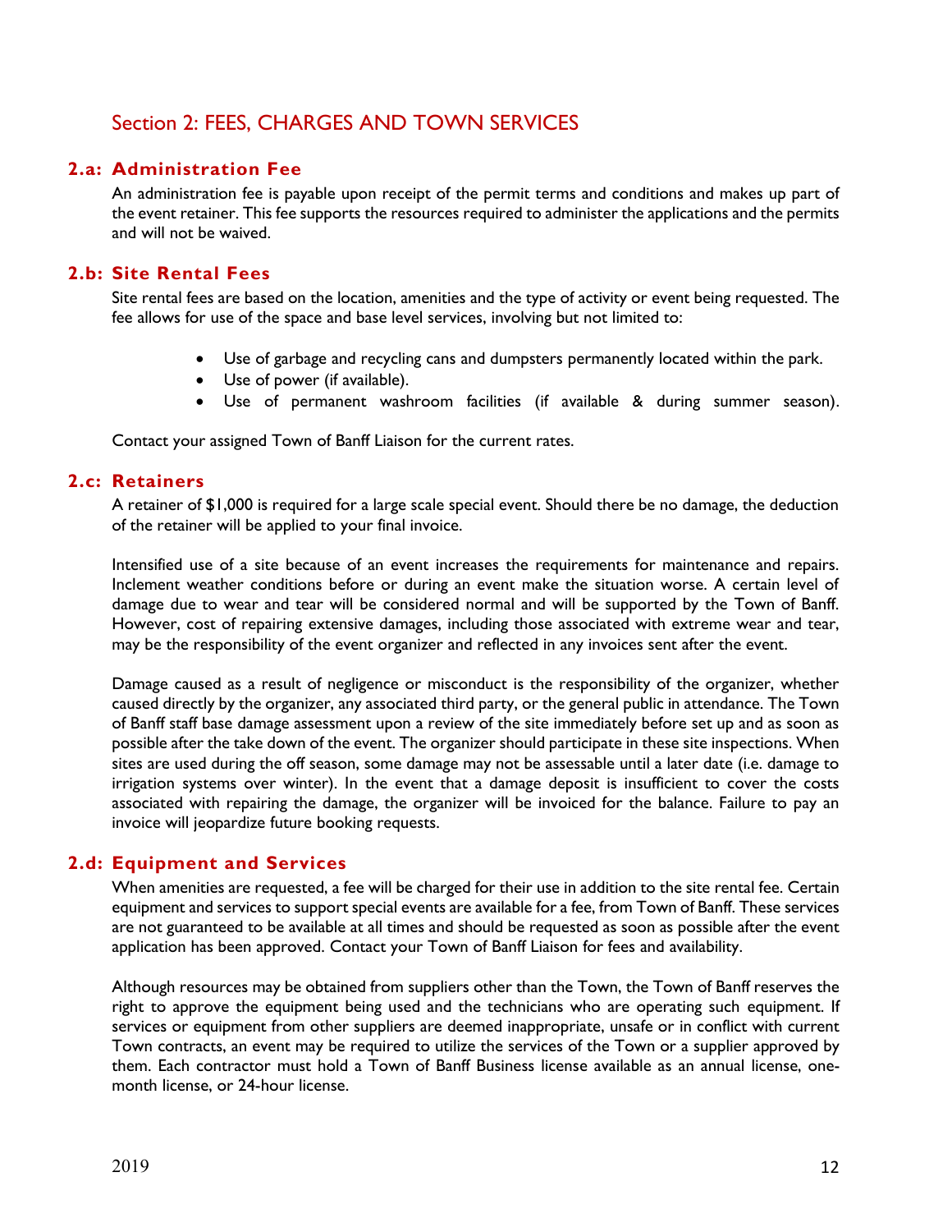## Section 2: FEES, CHARGES AND TOWN SERVICES

### 2.a: Administration Fee

An administration fee is payable upon receipt of the permit terms and conditions and makes up part of the event retainer. This fee supports the resources required to administer the applications and the permits and will not be waived.

### 2.b: Site Rental Fees

Site rental fees are based on the location, amenities and the type of activity or event being requested. The fee allows for use of the space and base level services, involving but not limited to:

- Use of garbage and recycling cans and dumpsters permanently located within the park.
- Use of power (if available).
- Use of permanent washroom facilities (if available & during summer season).

Contact your assigned Town of Banff Liaison for the current rates.

### 2.c: Retainers

A retainer of $1,000 is required for a large scale special event. Should there be no damage, the deduction of the retainer will be applied to your final invoice.

Intensified use of a site because of an event increases the requirements for maintenance and repairs. Inclement weather conditions before or during an event make the situation worse. A certain level of damage due to wear and tear will be considered normal and will be supported by the Town of Banff. However, cost of repairing extensive damages, including those associated with extreme wear and tear, may be the responsibility of the event organizer and reflected in any invoices sent after the event.

Damage caused as a result of negligence or misconduct is the responsibility of the organizer, whether caused directly by the organizer, any associated third party, or the general public in attendance. The Town of Banff staff base damage assessment upon a review of the site immediately before set up and as soon as possible after the take down of the event. The organizer should participate in these site inspections. When sites are used during the off season, some damage may not be assessable until a later date (i.e. damage to irrigation systems over winter). In the event that a damage deposit is insufficient to cover the costs associated with repairing the damage, the organizer will be invoiced for the balance. Failure to pay an invoice will jeopardize future booking requests.

### 2.d: Equipment and Services

When amenities are requested, a fee will be charged for their use in addition to the site rental fee. Certain equipment and services to support special events are available for a fee, from Town of Banff. These services are not guaranteed to be available at all times and should be requested as soon as possible after the event application has been approved. Contact your Town of Banff Liaison for fees and availability.

Although resources may be obtained from suppliers other than the Town, the Town of Banff reserves the right to approve the equipment being used and the technicians who are operating such equipment. If services or equipment from other suppliers are deemed inappropriate, unsafe or in conflict with current Town contracts, an event may be required to utilize the services of the Town or a supplier approved by them. Each contractor must hold a Town of Banff Business license available as an annual license, one-month license, or 24-hour license.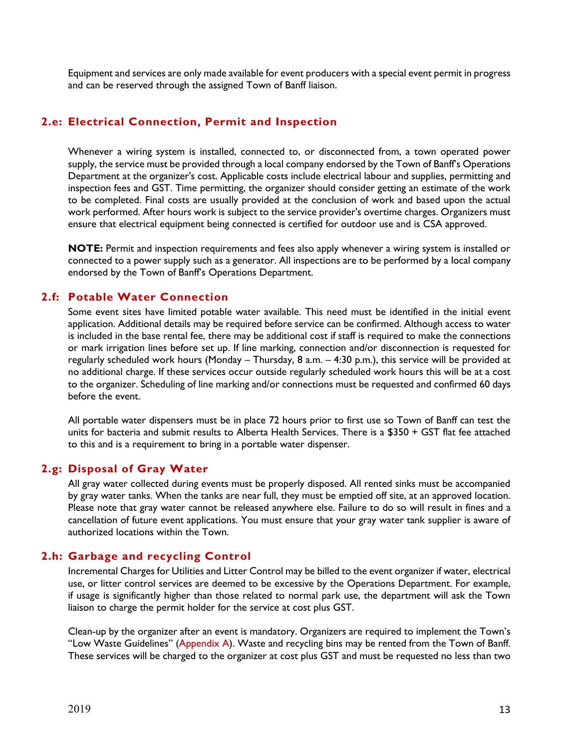Equipment and services are only made available for event producers with a special event permit in progress and can be reserved through the assigned Town of Banff liaison.

## 2.e: Electrical Connection, Permit and Inspection

Whenever a wiring system is installed, connected to, or disconnected from, a town operated power supply, the service must be provided through a local company endorsed by the Town of Banff's Operations Department at the organizer's cost. Applicable costs include electrical labour and supplies, permitting and inspection fees and GST. Time permitting, the organizer should consider getting an estimate of the work to be completed. Final costs are usually provided at the conclusion of work and based upon the actual work performed. After hours work is subject to the service provider's overtime charges. Organizers must ensure that electrical equipment being connected is certified for outdoor use and is CSA approved.

**NOTE:** Permit and inspection requirements and fees also apply whenever a wiring system is installed or connected to a power supply such as a generator. All inspections are to be performed by a local company endorsed by the Town of Banff's Operations Department.

## 2.f: Potable Water Connection

Some event sites have limited potable water available. This need must be identified in the initial event application. Additional details may be required before service can be confirmed. Although access to water is included in the base rental fee, there may be additional cost if staff is required to make the connections or mark irrigation lines before set up. If line marking, connection and/or disconnection is requested for regularly scheduled work hours (Monday – Thursday, 8 a.m. – 4:30 p.m.), this service will be provided at no additional charge. If these services occur outside regularly scheduled work hours this will be at a cost to the organizer. Scheduling of line marking and/or connections must be requested and confirmed 60 days before the event.

All portable water dispensers must be in place 72 hours prior to first use so Town of Banff can test the units for bacteria and submit results to Alberta Health Services. There is a $350 + GST flat fee attached to this and is a requirement to bring in a portable water dispenser.

## 2.g: Disposal of Gray Water

All gray water collected during events must be properly disposed. All rented sinks must be accompanied by gray water tanks. When the tanks are near full, they must be emptied off site, at an approved location. Please note that gray water cannot be released anywhere else. Failure to do so will result in fines and a cancellation of future event applications. You must ensure that your gray water tank supplier is aware of authorized locations within the Town.

## 2.h: Garbage and recycling Control

Incremental Charges for Utilities and Litter Control may be billed to the event organizer if water, electrical use, or litter control services are deemed to be excessive by the Operations Department. For example, if usage is significantly higher than those related to normal park use, the department will ask the Town liaison to charge the permit holder for the service at cost plus GST.

Clean-up by the organizer after an event is mandatory. Organizers are required to implement the Town's "Low Waste Guidelines" (Appendix A). Waste and recycling bins may be rented from the Town of Banff. These services will be charged to the organizer at cost plus GST and must be requested no less than two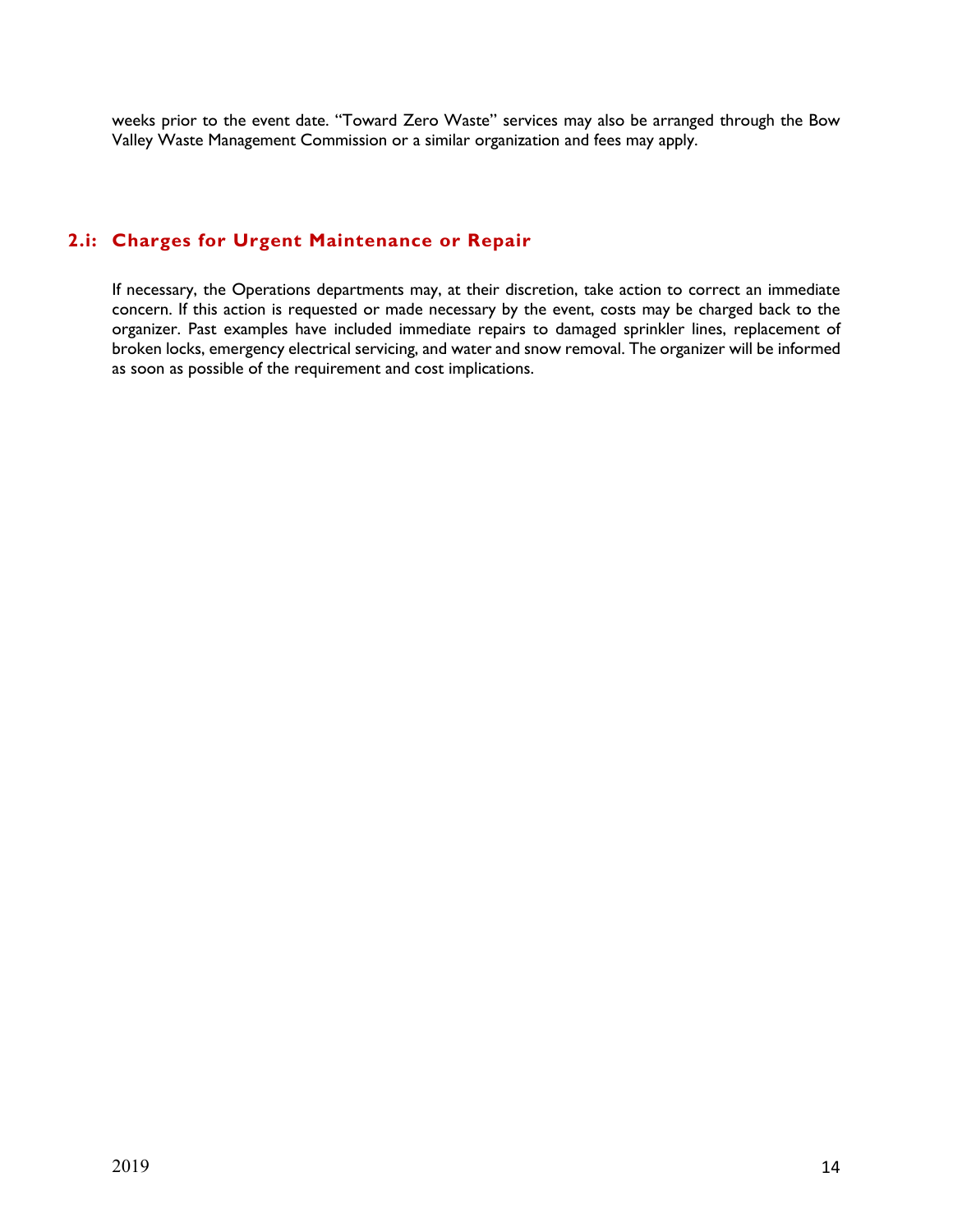weeks prior to the event date. “Toward Zero Waste” services may also be arranged through the Bow Valley Waste Management Commission or a similar organization and fees may apply.

## 2.i: Charges for Urgent Maintenance or Repair

If necessary, the Operations departments may, at their discretion, take action to correct an immediate concern. If this action is requested or made necessary by the event, costs may be charged back to the organizer. Past examples have included immediate repairs to damaged sprinkler lines, replacement of broken locks, emergency electrical servicing, and water and snow removal. The organizer will be informed as soon as possible of the requirement and cost implications.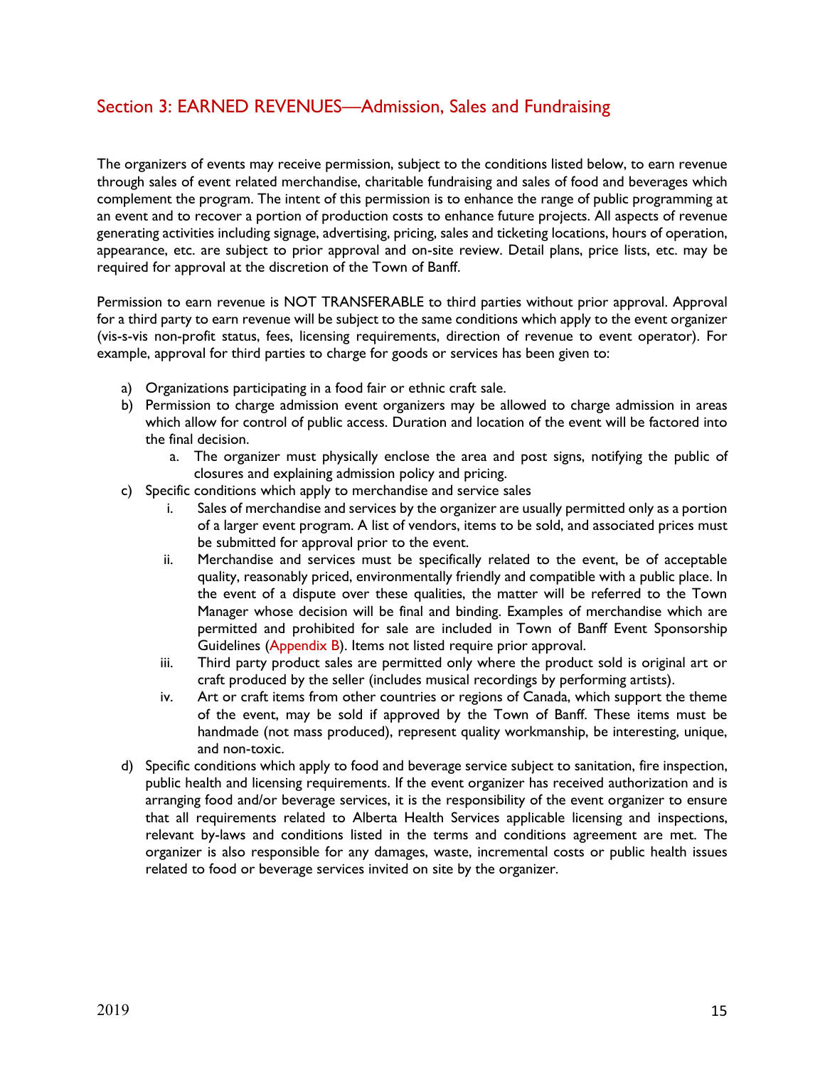## Section 3: EARNED REVENUES—Admission, Sales and Fundraising

The organizers of events may receive permission, subject to the conditions listed below, to earn revenue through sales of event related merchandise, charitable fundraising and sales of food and beverages which complement the program. The intent of this permission is to enhance the range of public programming at an event and to recover a portion of production costs to enhance future projects. All aspects of revenue generating activities including signage, advertising, pricing, sales and ticketing locations, hours of operation, appearance, etc. are subject to prior approval and on-site review. Detail plans, price lists, etc. may be required for approval at the discretion of the Town of Banff.

Permission to earn revenue is NOT TRANSFERABLE to third parties without prior approval. Approval for a third party to earn revenue will be subject to the same conditions which apply to the event organizer (vis-s-vis non-profit status, fees, licensing requirements, direction of revenue to event operator). For example, approval for third parties to charge for goods or services has been given to:

a) Organizations participating in a food fair or ethnic craft sale.
b) Permission to charge admission event organizers may be allowed to charge admission in areas which allow for control of public access. Duration and location of the event will be factored into the final decision.
    a. The organizer must physically enclose the area and post signs, notifying the public of closures and explaining admission policy and pricing.
c) Specific conditions which apply to merchandise and service sales
    i. Sales of merchandise and services by the organizer are usually permitted only as a portion of a larger event program. A list of vendors, items to be sold, and associated prices must be submitted for approval prior to the event.
    ii. Merchandise and services must be specifically related to the event, be of acceptable quality, reasonably priced, environmentally friendly and compatible with a public place. In the event of a dispute over these qualities, the matter will be referred to the Town Manager whose decision will be final and binding. Examples of merchandise which are permitted and prohibited for sale are included in Town of Banff Event Sponsorship Guidelines (Appendix B). Items not listed require prior approval.
    iii. Third party product sales are permitted only where the product sold is original art or craft produced by the seller (includes musical recordings by performing artists).
    iv. Art or craft items from other countries or regions of Canada, which support the theme of the event, may be sold if approved by the Town of Banff. These items must be handmade (not mass produced), represent quality workmanship, be interesting, unique, and non-toxic.
d) Specific conditions which apply to food and beverage service subject to sanitation, fire inspection, public health and licensing requirements. If the event organizer has received authorization and is arranging food and/or beverage services, it is the responsibility of the event organizer to ensure that all requirements related to Alberta Health Services applicable licensing and inspections, relevant by-laws and conditions listed in the terms and conditions agreement are met. The organizer is also responsible for any damages, waste, incremental costs or public health issues related to food or beverage services invited on site by the organizer.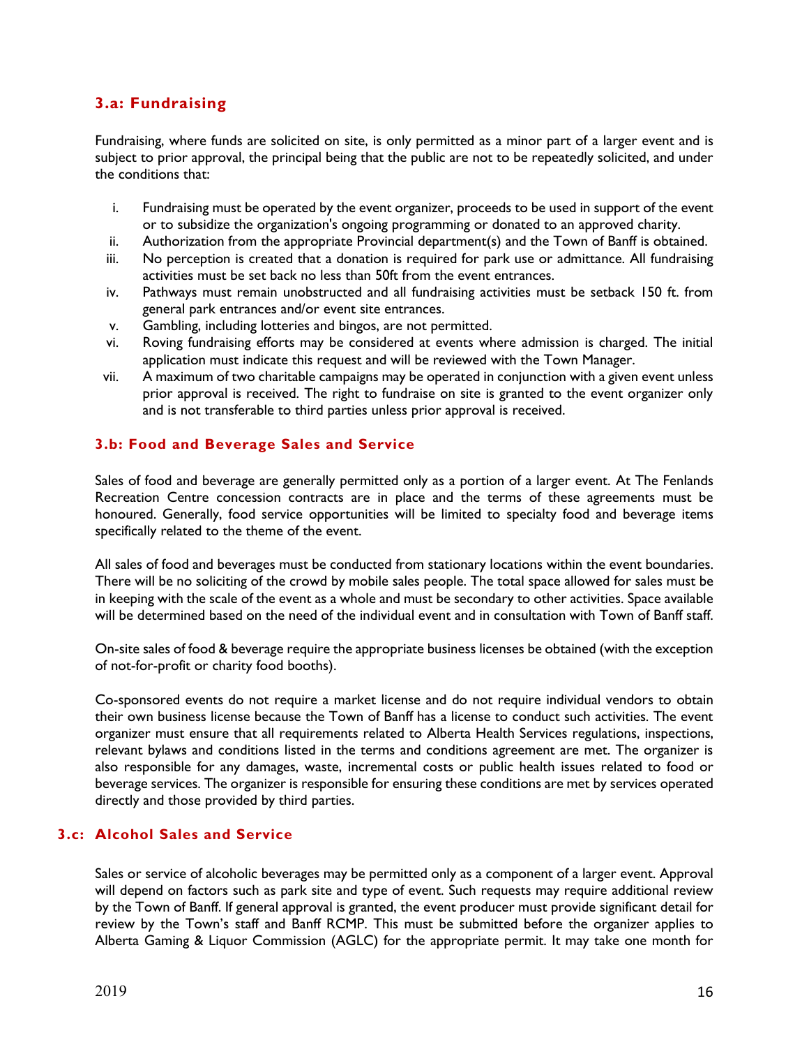### 3.a: Fundraising

Fundraising, where funds are solicited on site, is only permitted as a minor part of a larger event and is subject to prior approval, the principal being that the public are not to be repeatedly solicited, and under the conditions that:

i. Fundraising must be operated by the event organizer, proceeds to be used in support of the event or to subsidize the organization's ongoing programming or donated to an approved charity.
ii. Authorization from the appropriate Provincial department(s) and the Town of Banff is obtained.
iii. No perception is created that a donation is required for park use or admittance. All fundraising activities must be set back no less than 50ft from the event entrances.
iv. Pathways must remain unobstructed and all fundraising activities must be setback 150 ft. from general park entrances and/or event site entrances.
v. Gambling, including lotteries and bingos, are not permitted.
vi. Roving fundraising efforts may be considered at events where admission is charged. The initial application must indicate this request and will be reviewed with the Town Manager.
vii. A maximum of two charitable campaigns may be operated in conjunction with a given event unless prior approval is received. The right to fundraise on site is granted to the event organizer only and is not transferable to third parties unless prior approval is received.

### 3.b: Food and Beverage Sales and Service

Sales of food and beverage are generally permitted only as a portion of a larger event. At The Fenlands Recreation Centre concession contracts are in place and the terms of these agreements must be honoured. Generally, food service opportunities will be limited to specialty food and beverage items specifically related to the theme of the event.

All sales of food and beverages must be conducted from stationary locations within the event boundaries. There will be no soliciting of the crowd by mobile sales people. The total space allowed for sales must be in keeping with the scale of the event as a whole and must be secondary to other activities. Space available will be determined based on the need of the individual event and in consultation with Town of Banff staff.

On-site sales of food & beverage require the appropriate business licenses be obtained (with the exception of not-for-profit or charity food booths).

Co-sponsored events do not require a market license and do not require individual vendors to obtain their own business license because the Town of Banff has a license to conduct such activities. The event organizer must ensure that all requirements related to Alberta Health Services regulations, inspections, relevant bylaws and conditions listed in the terms and conditions agreement are met. The organizer is also responsible for any damages, waste, incremental costs or public health issues related to food or beverage services. The organizer is responsible for ensuring these conditions are met by services operated directly and those provided by third parties.

### 3.c: Alcohol Sales and Service

Sales or service of alcoholic beverages may be permitted only as a component of a larger event. Approval will depend on factors such as park site and type of event. Such requests may require additional review by the Town of Banff. If general approval is granted, the event producer must provide significant detail for review by the Town's staff and Banff RCMP. This must be submitted before the organizer applies to Alberta Gaming & Liquor Commission (AGLC) for the appropriate permit. It may take one month for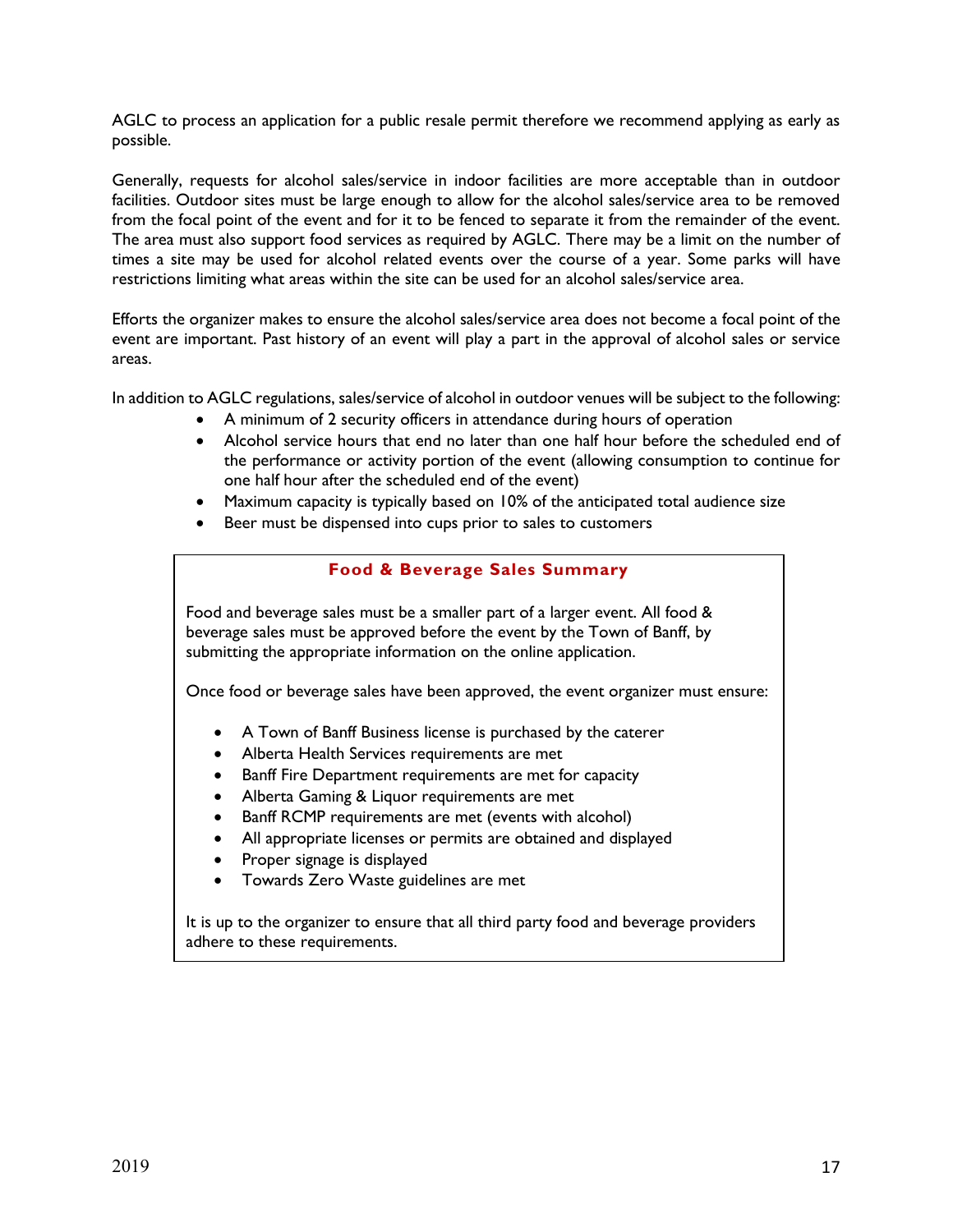AGLC to process an application for a public resale permit therefore we recommend applying as early as possible.

Generally, requests for alcohol sales/service in indoor facilities are more acceptable than in outdoor facilities. Outdoor sites must be large enough to allow for the alcohol sales/service area to be removed from the focal point of the event and for it to be fenced to separate it from the remainder of the event. The area must also support food services as required by AGLC. There may be a limit on the number of times a site may be used for alcohol related events over the course of a year. Some parks will have restrictions limiting what areas within the site can be used for an alcohol sales/service area.

Efforts the organizer makes to ensure the alcohol sales/service area does not become a focal point of the event are important. Past history of an event will play a part in the approval of alcohol sales or service areas.

In addition to AGLC regulations, sales/service of alcohol in outdoor venues will be subject to the following:

- A minimum of 2 security officers in attendance during hours of operation
- Alcohol service hours that end no later than one half hour before the scheduled end of the performance or activity portion of the event (allowing consumption to continue for one half hour after the scheduled end of the event)
- Maximum capacity is typically based on 10% of the anticipated total audience size
- Beer must be dispensed into cups prior to sales to customers

**Food & Beverage Sales Summary**

Food and beverage sales must be a smaller part of a larger event. All food & beverage sales must be approved before the event by the Town of Banff, by submitting the appropriate information on the online application.

Once food or beverage sales have been approved, the event organizer must ensure:

- A Town of Banff Business license is purchased by the caterer
- Alberta Health Services requirements are met
- Banff Fire Department requirements are met for capacity
- Alberta Gaming & Liquor requirements are met
- Banff RCMP requirements are met (events with alcohol)
- All appropriate licenses or permits are obtained and displayed
- Proper signage is displayed
- Towards Zero Waste guidelines are met

It is up to the organizer to ensure that all third party food and beverage providers adhere to these requirements.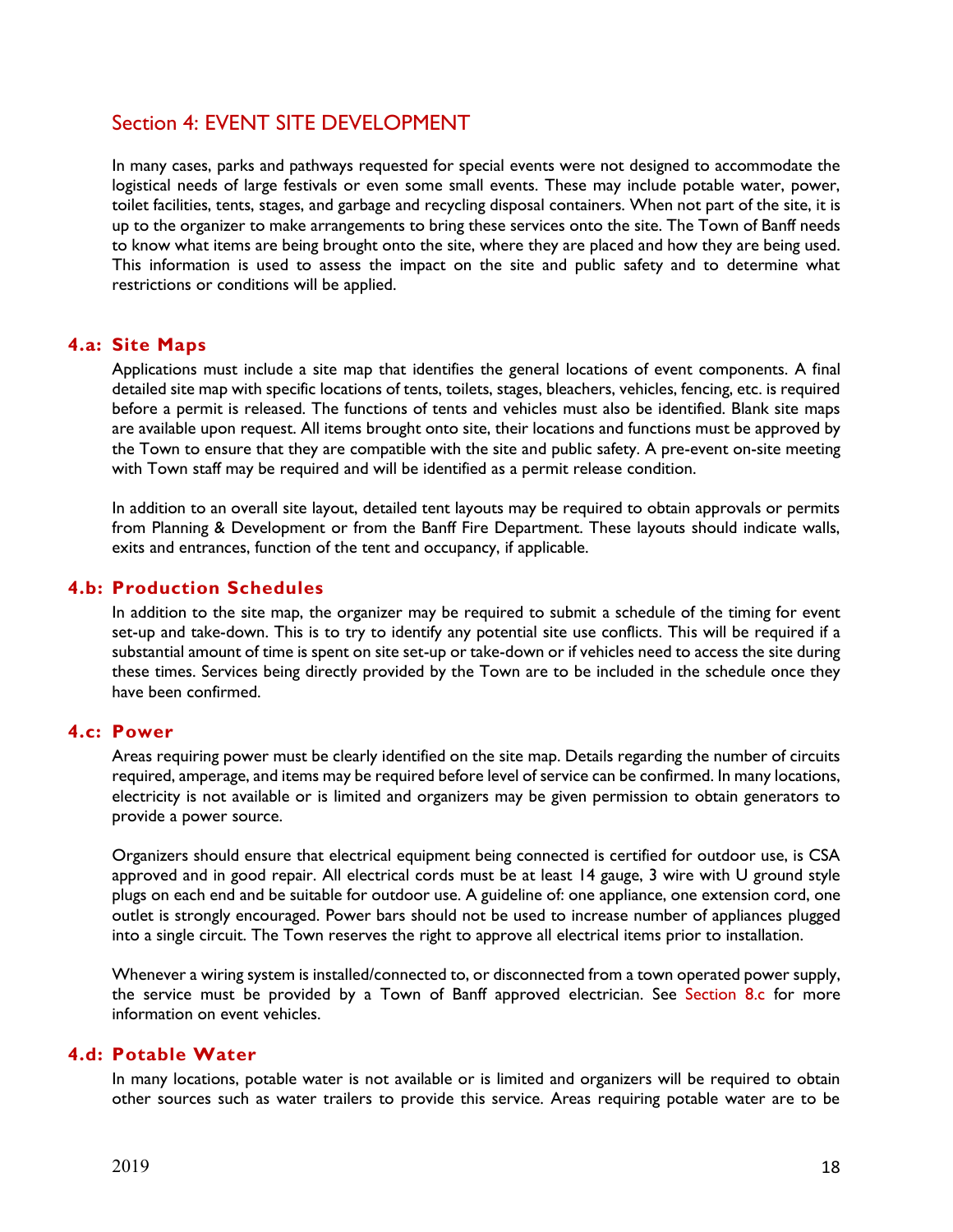## Section 4: EVENT SITE DEVELOPMENT

In many cases, parks and pathways requested for special events were not designed to accommodate the logistical needs of large festivals or even some small events. These may include potable water, power, toilet facilities, tents, stages, and garbage and recycling disposal containers. When not part of the site, it is up to the organizer to make arrangements to bring these services onto the site. The Town of Banff needs to know what items are being brought onto the site, where they are placed and how they are being used. This information is used to assess the impact on the site and public safety and to determine what restrictions or conditions will be applied.

### 4.a: Site Maps

Applications must include a site map that identifies the general locations of event components. A final detailed site map with specific locations of tents, toilets, stages, bleachers, vehicles, fencing, etc. is required before a permit is released. The functions of tents and vehicles must also be identified. Blank site maps are available upon request. All items brought onto site, their locations and functions must be approved by the Town to ensure that they are compatible with the site and public safety. A pre-event on-site meeting with Town staff may be required and will be identified as a permit release condition.

In addition to an overall site layout, detailed tent layouts may be required to obtain approvals or permits from Planning & Development or from the Banff Fire Department. These layouts should indicate walls, exits and entrances, function of the tent and occupancy, if applicable.

### 4.b: Production Schedules

In addition to the site map, the organizer may be required to submit a schedule of the timing for event set-up and take-down. This is to try to identify any potential site use conflicts. This will be required if a substantial amount of time is spent on site set-up or take-down or if vehicles need to access the site during these times. Services being directly provided by the Town are to be included in the schedule once they have been confirmed.

### 4.c: Power

Areas requiring power must be clearly identified on the site map. Details regarding the number of circuits required, amperage, and items may be required before level of service can be confirmed. In many locations, electricity is not available or is limited and organizers may be given permission to obtain generators to provide a power source.

Organizers should ensure that electrical equipment being connected is certified for outdoor use, is CSA approved and in good repair. All electrical cords must be at least 14 gauge, 3 wire with U ground style plugs on each end and be suitable for outdoor use. A guideline of: one appliance, one extension cord, one outlet is strongly encouraged. Power bars should not be used to increase number of appliances plugged into a single circuit. The Town reserves the right to approve all electrical items prior to installation.

Whenever a wiring system is installed/connected to, or disconnected from a town operated power supply, the service must be provided by a Town of Banff approved electrician. See Section 8.c for more information on event vehicles.

### 4.d: Potable Water

In many locations, potable water is not available or is limited and organizers will be required to obtain other sources such as water trailers to provide this service. Areas requiring potable water are to be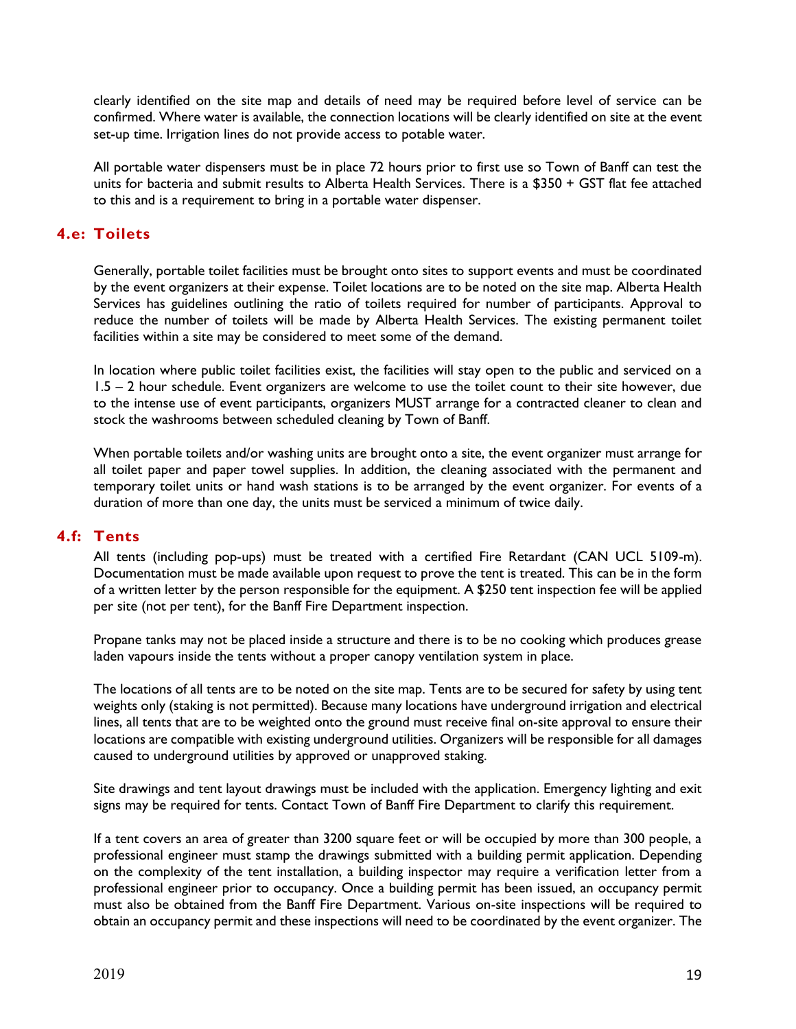clearly identified on the site map and details of need may be required before level of service can be confirmed. Where water is available, the connection locations will be clearly identified on site at the event set-up time. Irrigation lines do not provide access to potable water.

All portable water dispensers must be in place 72 hours prior to first use so Town of Banff can test the units for bacteria and submit results to Alberta Health Services. There is a $350 + GST flat fee attached to this and is a requirement to bring in a portable water dispenser.

## 4.e: Toilets

Generally, portable toilet facilities must be brought onto sites to support events and must be coordinated by the event organizers at their expense. Toilet locations are to be noted on the site map. Alberta Health Services has guidelines outlining the ratio of toilets required for number of participants. Approval to reduce the number of toilets will be made by Alberta Health Services. The existing permanent toilet facilities within a site may be considered to meet some of the demand.

In location where public toilet facilities exist, the facilities will stay open to the public and serviced on a 1.5 – 2 hour schedule. Event organizers are welcome to use the toilet count to their site however, due to the intense use of event participants, organizers MUST arrange for a contracted cleaner to clean and stock the washrooms between scheduled cleaning by Town of Banff.

When portable toilets and/or washing units are brought onto a site, the event organizer must arrange for all toilet paper and paper towel supplies. In addition, the cleaning associated with the permanent and temporary toilet units or hand wash stations is to be arranged by the event organizer. For events of a duration of more than one day, the units must be serviced a minimum of twice daily.

## 4.f: Tents

All tents (including pop-ups) must be treated with a certified Fire Retardant (CAN UCL 5109-m). Documentation must be made available upon request to prove the tent is treated. This can be in the form of a written letter by the person responsible for the equipment. A $250 tent inspection fee will be applied per site (not per tent), for the Banff Fire Department inspection.

Propane tanks may not be placed inside a structure and there is to be no cooking which produces grease laden vapours inside the tents without a proper canopy ventilation system in place.

The locations of all tents are to be noted on the site map. Tents are to be secured for safety by using tent weights only (staking is not permitted). Because many locations have underground irrigation and electrical lines, all tents that are to be weighted onto the ground must receive final on-site approval to ensure their locations are compatible with existing underground utilities. Organizers will be responsible for all damages caused to underground utilities by approved or unapproved staking.

Site drawings and tent layout drawings must be included with the application. Emergency lighting and exit signs may be required for tents. Contact Town of Banff Fire Department to clarify this requirement.

If a tent covers an area of greater than 3200 square feet or will be occupied by more than 300 people, a professional engineer must stamp the drawings submitted with a building permit application. Depending on the complexity of the tent installation, a building inspector may require a verification letter from a professional engineer prior to occupancy. Once a building permit has been issued, an occupancy permit must also be obtained from the Banff Fire Department. Various on-site inspections will be required to obtain an occupancy permit and these inspections will need to be coordinated by the event organizer. The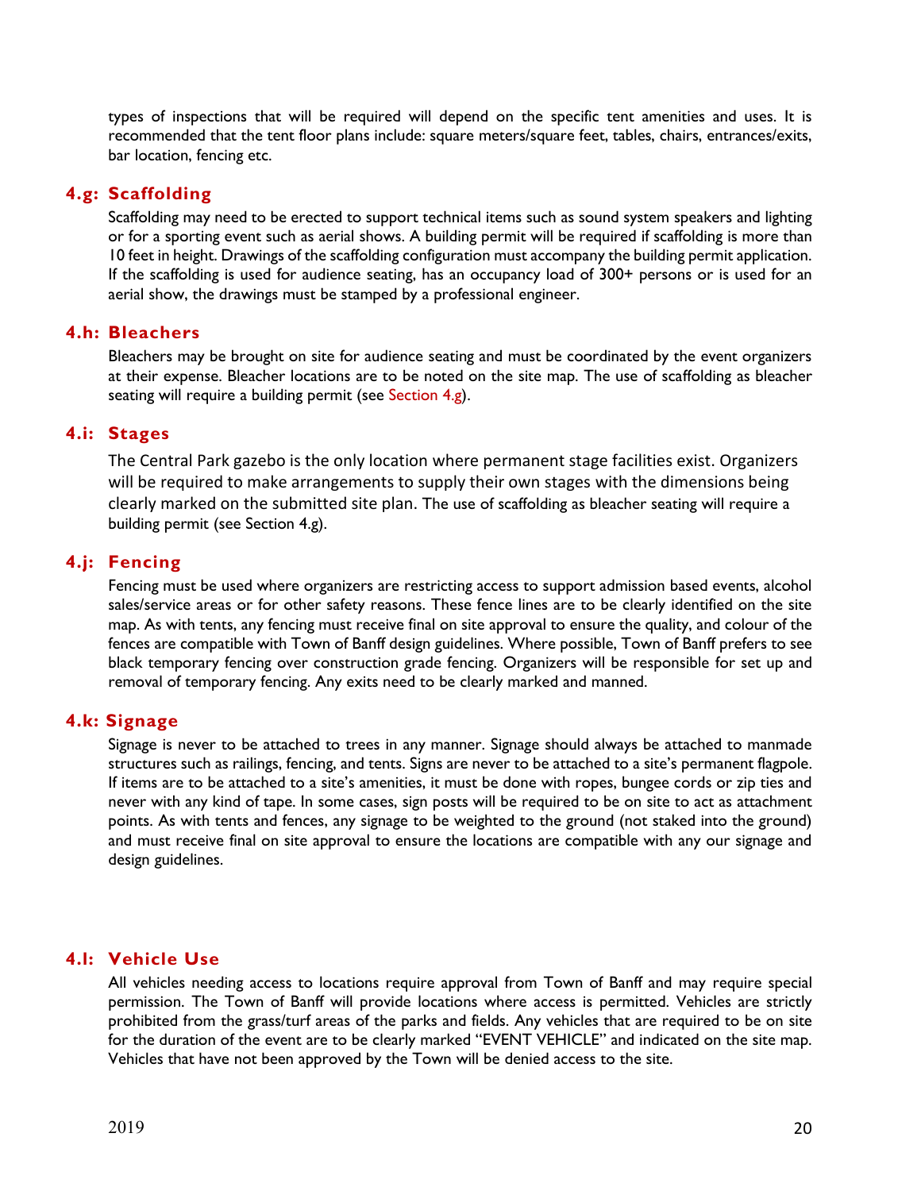types of inspections that will be required will depend on the specific tent amenities and uses. It is recommended that the tent floor plans include: square meters/square feet, tables, chairs, entrances/exits, bar location, fencing etc.

### 4.g: Scaffolding

Scaffolding may need to be erected to support technical items such as sound system speakers and lighting or for a sporting event such as aerial shows. A building permit will be required if scaffolding is more than 10 feet in height. Drawings of the scaffolding configuration must accompany the building permit application. If the scaffolding is used for audience seating, has an occupancy load of 300+ persons or is used for an aerial show, the drawings must be stamped by a professional engineer.

### 4.h: Bleachers

Bleachers may be brought on site for audience seating and must be coordinated by the event organizers at their expense. Bleacher locations are to be noted on the site map. The use of scaffolding as bleacher seating will require a building permit (see Section 4.g).

### 4.i: Stages

The Central Park gazebo is the only location where permanent stage facilities exist. Organizers will be required to make arrangements to supply their own stages with the dimensions being clearly marked on the submitted site plan. The use of scaffolding as bleacher seating will require a building permit (see Section 4.g).

### 4.j: Fencing

Fencing must be used where organizers are restricting access to support admission based events, alcohol sales/service areas or for other safety reasons. These fence lines are to be clearly identified on the site map. As with tents, any fencing must receive final on site approval to ensure the quality, and colour of the fences are compatible with Town of Banff design guidelines. Where possible, Town of Banff prefers to see black temporary fencing over construction grade fencing. Organizers will be responsible for set up and removal of temporary fencing. Any exits need to be clearly marked and manned.

### 4.k: Signage

Signage is never to be attached to trees in any manner. Signage should always be attached to manmade structures such as railings, fencing, and tents. Signs are never to be attached to a site's permanent flagpole. If items are to be attached to a site's amenities, it must be done with ropes, bungee cords or zip ties and never with any kind of tape. In some cases, sign posts will be required to be on site to act as attachment points. As with tents and fences, any signage to be weighted to the ground (not staked into the ground) and must receive final on site approval to ensure the locations are compatible with any our signage and design guidelines.

### 4.l: Vehicle Use

All vehicles needing access to locations require approval from Town of Banff and may require special permission. The Town of Banff will provide locations where access is permitted. Vehicles are strictly prohibited from the grass/turf areas of the parks and fields. Any vehicles that are required to be on site for the duration of the event are to be clearly marked "EVENT VEHICLE" and indicated on the site map. Vehicles that have not been approved by the Town will be denied access to the site.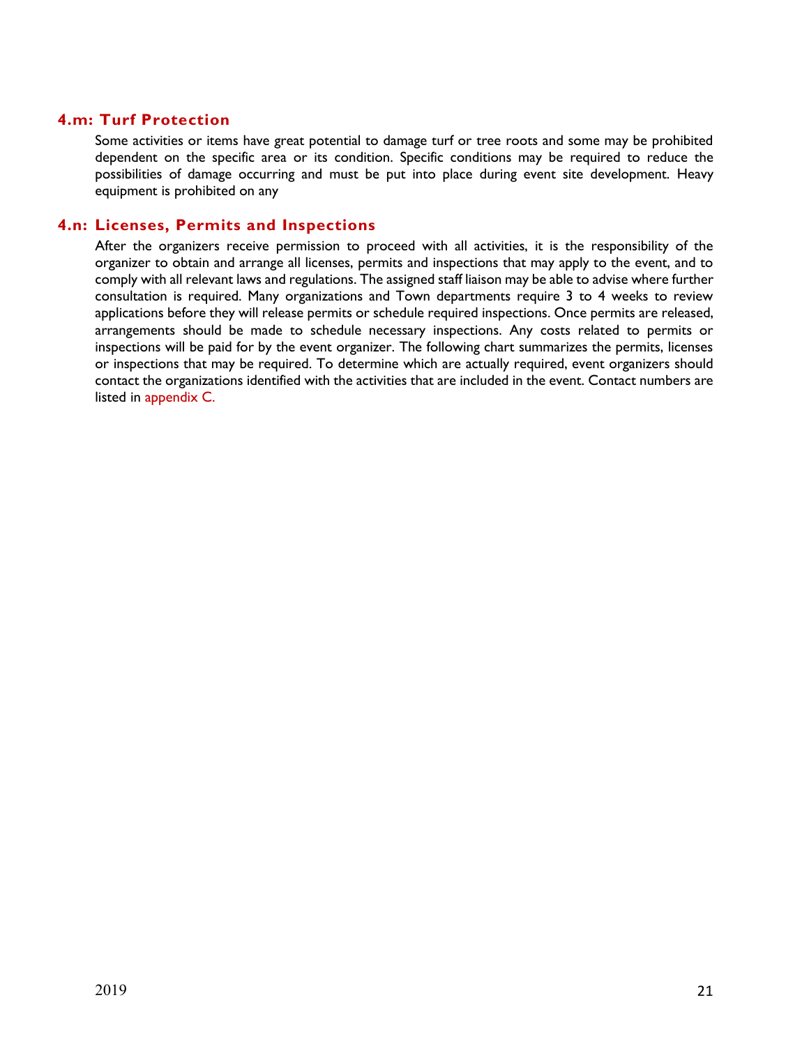### 4.m: Turf Protection

Some activities or items have great potential to damage turf or tree roots and some may be prohibited dependent on the specific area or its condition. Specific conditions may be required to reduce the possibilities of damage occurring and must be put into place during event site development. Heavy equipment is prohibited on any

### 4.n: Licenses, Permits and Inspections

After the organizers receive permission to proceed with all activities, it is the responsibility of the organizer to obtain and arrange all licenses, permits and inspections that may apply to the event, and to comply with all relevant laws and regulations. The assigned staff liaison may be able to advise where further consultation is required. Many organizations and Town departments require 3 to 4 weeks to review applications before they will release permits or schedule required inspections. Once permits are released, arrangements should be made to schedule necessary inspections. Any costs related to permits or inspections will be paid for by the event organizer. The following chart summarizes the permits, licenses or inspections that may be required. To determine which are actually required, event organizers should contact the organizations identified with the activities that are included in the event. Contact numbers are listed in appendix C.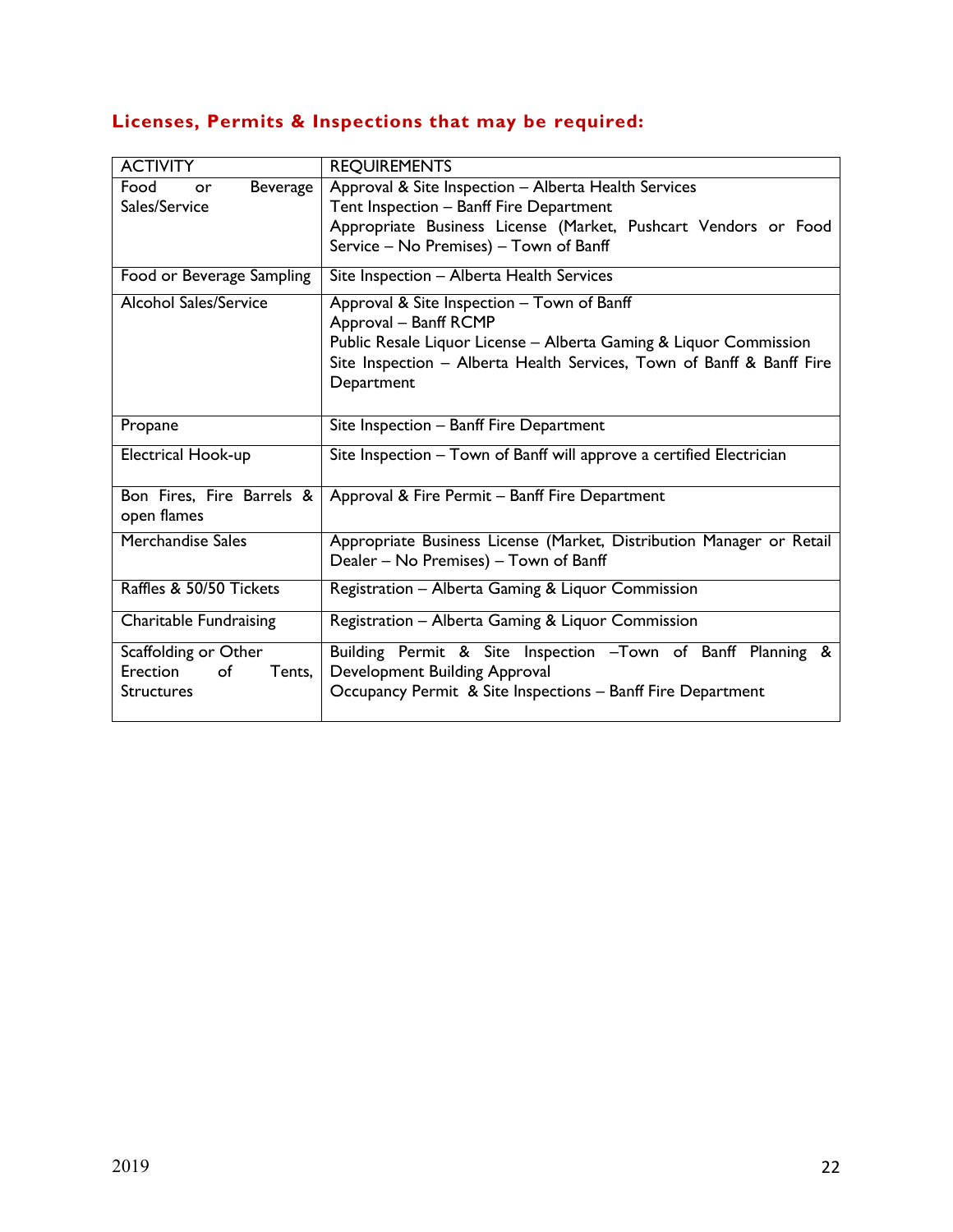## Licenses, Permits & Inspections that may be required:

| ACTIVITY | REQUIREMENTS |
|---|---|
| Food or Beverage Sales/Service | Approval & Site Inspection – Alberta Health Services<br>Tent Inspection – Banff Fire Department<br>Appropriate Business License (Market, Pushcart Vendors or Food Service – No Premises) – Town of Banff |
| Food or Beverage Sampling | Site Inspection – Alberta Health Services |
| Alcohol Sales/Service | Approval & Site Inspection – Town of Banff<br>Approval – Banff RCMP<br>Public Resale Liquor License – Alberta Gaming & Liquor Commission<br>Site Inspection – Alberta Health Services, Town of Banff & Banff Fire Department |
| Propane | Site Inspection – Banff Fire Department |
| Electrical Hook-up | Site Inspection – Town of Banff will approve a certified Electrician |
| Bon Fires, Fire Barrels & open flames | Approval & Fire Permit – Banff Fire Department |
| Merchandise Sales | Appropriate Business License (Market, Distribution Manager or Retail Dealer – No Premises) – Town of Banff |
| Raffles & 50/50 Tickets | Registration – Alberta Gaming & Liquor Commission |
| Charitable Fundraising | Registration – Alberta Gaming & Liquor Commission |
| Scaffolding or Other Erection of Tents, Structures | Building Permit & Site Inspection –Town of Banff Planning & Development Building Approval<br>Occupancy Permit & Site Inspections – Banff Fire Department |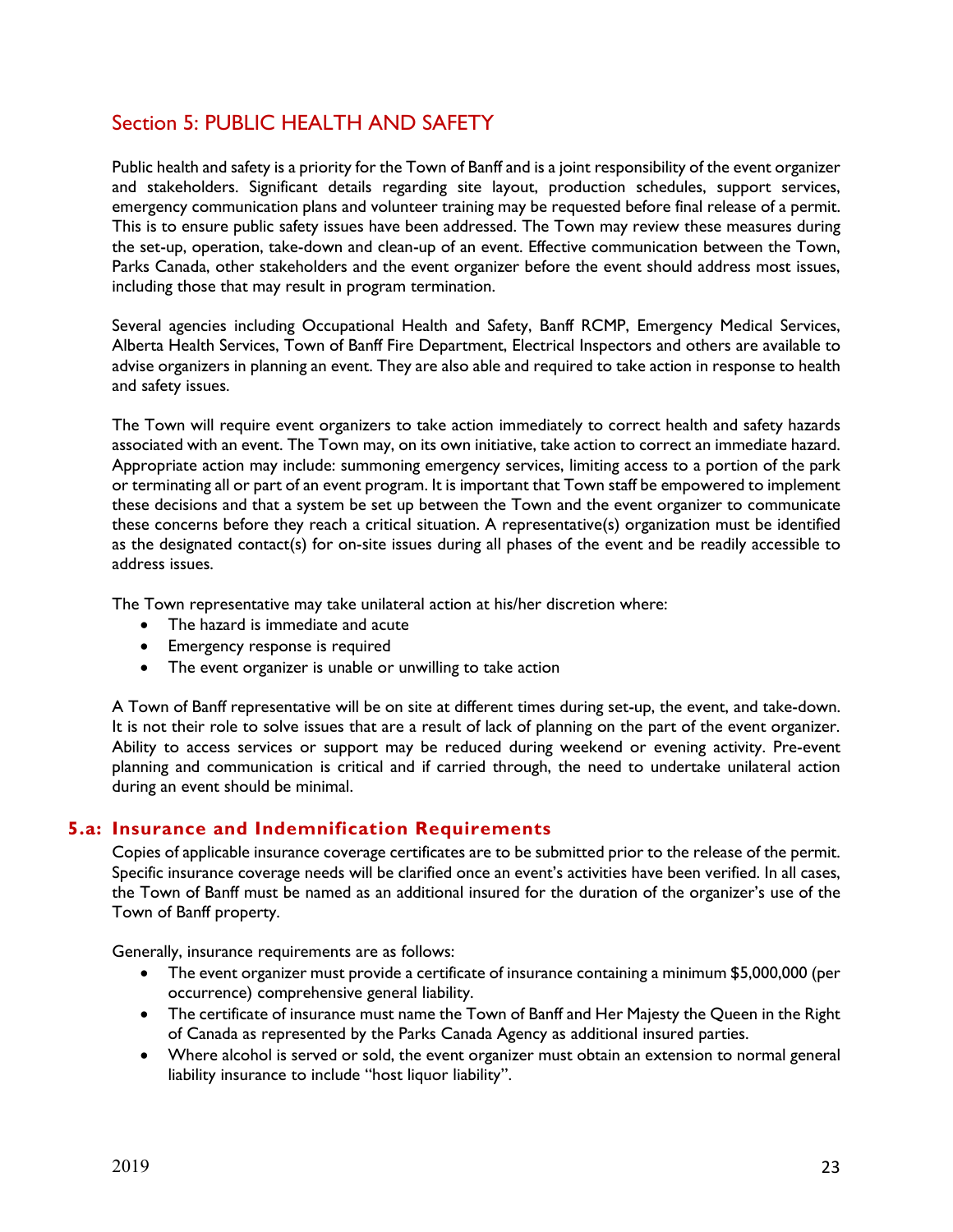## Section 5: PUBLIC HEALTH AND SAFETY

Public health and safety is a priority for the Town of Banff and is a joint responsibility of the event organizer and stakeholders. Significant details regarding site layout, production schedules, support services, emergency communication plans and volunteer training may be requested before final release of a permit. This is to ensure public safety issues have been addressed. The Town may review these measures during the set-up, operation, take-down and clean-up of an event. Effective communication between the Town, Parks Canada, other stakeholders and the event organizer before the event should address most issues, including those that may result in program termination.

Several agencies including Occupational Health and Safety, Banff RCMP, Emergency Medical Services, Alberta Health Services, Town of Banff Fire Department, Electrical Inspectors and others are available to advise organizers in planning an event. They are also able and required to take action in response to health and safety issues.

The Town will require event organizers to take action immediately to correct health and safety hazards associated with an event. The Town may, on its own initiative, take action to correct an immediate hazard. Appropriate action may include: summoning emergency services, limiting access to a portion of the park or terminating all or part of an event program. It is important that Town staff be empowered to implement these decisions and that a system be set up between the Town and the event organizer to communicate these concerns before they reach a critical situation. A representative(s) organization must be identified as the designated contact(s) for on-site issues during all phases of the event and be readily accessible to address issues.

The Town representative may take unilateral action at his/her discretion where:

- The hazard is immediate and acute
- Emergency response is required
- The event organizer is unable or unwilling to take action

A Town of Banff representative will be on site at different times during set-up, the event, and take-down. It is not their role to solve issues that are a result of lack of planning on the part of the event organizer. Ability to access services or support may be reduced during weekend or evening activity. Pre-event planning and communication is critical and if carried through, the need to undertake unilateral action during an event should be minimal.

### 5.a: Insurance and Indemnification Requirements

Copies of applicable insurance coverage certificates are to be submitted prior to the release of the permit. Specific insurance coverage needs will be clarified once an event's activities have been verified. In all cases, the Town of Banff must be named as an additional insured for the duration of the organizer's use of the Town of Banff property.

Generally, insurance requirements are as follows:

- The event organizer must provide a certificate of insurance containing a minimum $5,000,000 (per occurrence) comprehensive general liability.
- The certificate of insurance must name the Town of Banff and Her Majesty the Queen in the Right of Canada as represented by the Parks Canada Agency as additional insured parties.
- Where alcohol is served or sold, the event organizer must obtain an extension to normal general liability insurance to include "host liquor liability".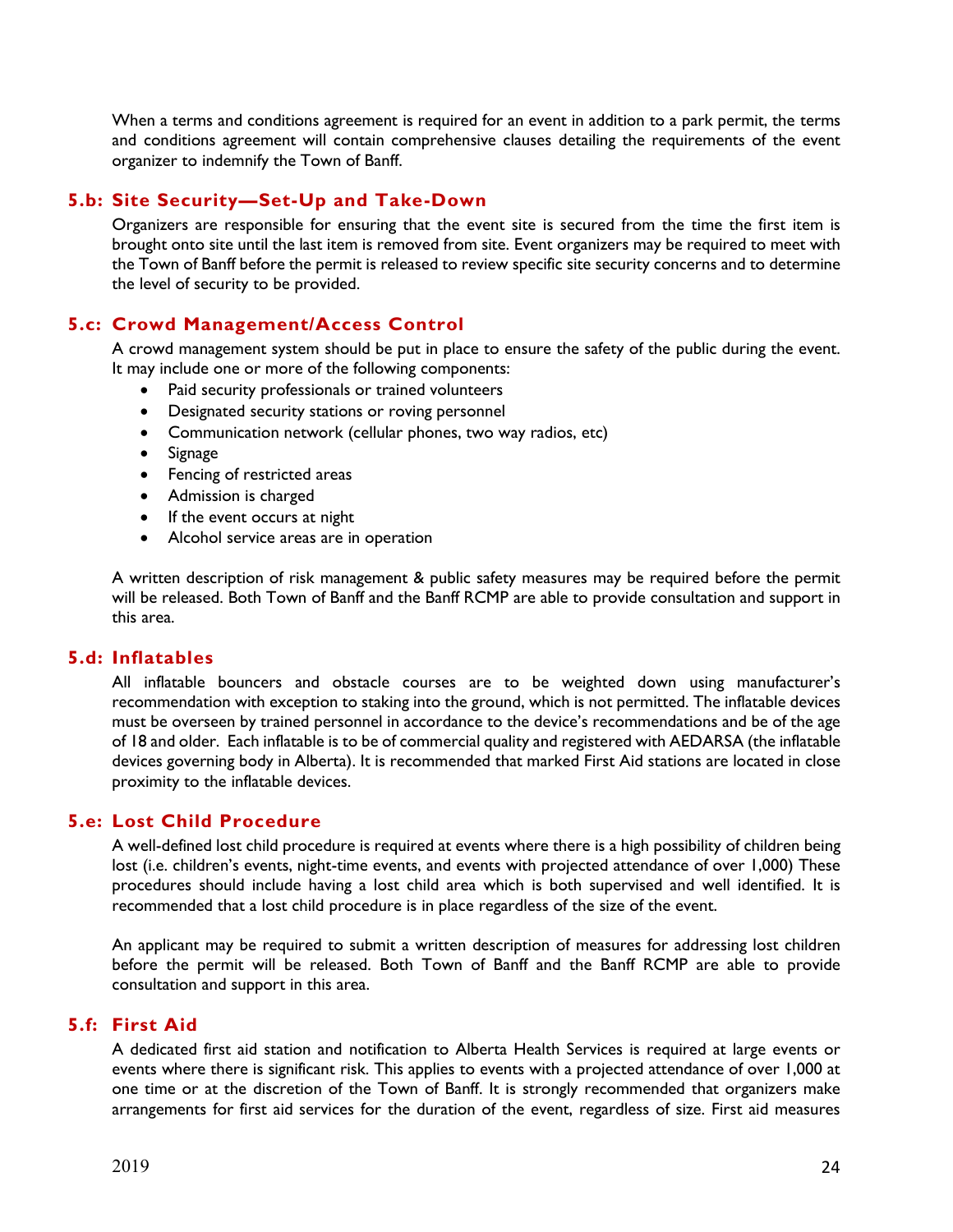When a terms and conditions agreement is required for an event in addition to a park permit, the terms and conditions agreement will contain comprehensive clauses detailing the requirements of the event organizer to indemnify the Town of Banff.

### 5.b: Site Security—Set-Up and Take-Down

Organizers are responsible for ensuring that the event site is secured from the time the first item is brought onto site until the last item is removed from site. Event organizers may be required to meet with the Town of Banff before the permit is released to review specific site security concerns and to determine the level of security to be provided.

### 5.c: Crowd Management/Access Control

A crowd management system should be put in place to ensure the safety of the public during the event. It may include one or more of the following components:

- Paid security professionals or trained volunteers
- Designated security stations or roving personnel
- Communication network (cellular phones, two way radios, etc)
- Signage
- Fencing of restricted areas
- Admission is charged
- If the event occurs at night
- Alcohol service areas are in operation

A written description of risk management & public safety measures may be required before the permit will be released. Both Town of Banff and the Banff RCMP are able to provide consultation and support in this area.

### 5.d: Inflatables

All inflatable bouncers and obstacle courses are to be weighted down using manufacturer's recommendation with exception to staking into the ground, which is not permitted. The inflatable devices must be overseen by trained personnel in accordance to the device's recommendations and be of the age of 18 and older. Each inflatable is to be of commercial quality and registered with AEDARSA (the inflatable devices governing body in Alberta). It is recommended that marked First Aid stations are located in close proximity to the inflatable devices.

### 5.e: Lost Child Procedure

A well-defined lost child procedure is required at events where there is a high possibility of children being lost (i.e. children's events, night-time events, and events with projected attendance of over 1,000) These procedures should include having a lost child area which is both supervised and well identified. It is recommended that a lost child procedure is in place regardless of the size of the event.

An applicant may be required to submit a written description of measures for addressing lost children before the permit will be released. Both Town of Banff and the Banff RCMP are able to provide consultation and support in this area.

### 5.f: First Aid

A dedicated first aid station and notification to Alberta Health Services is required at large events or events where there is significant risk. This applies to events with a projected attendance of over 1,000 at one time or at the discretion of the Town of Banff. It is strongly recommended that organizers make arrangements for first aid services for the duration of the event, regardless of size. First aid measures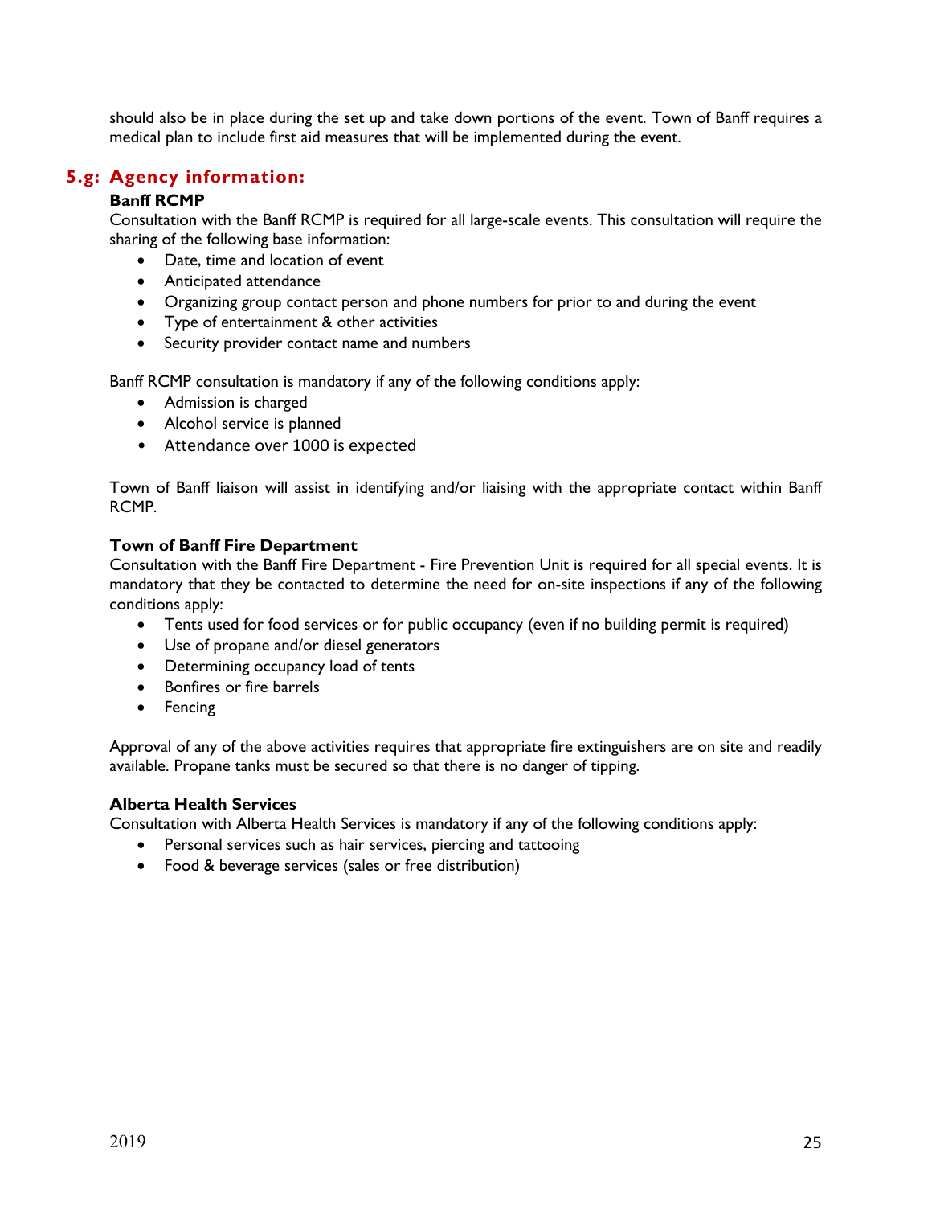should also be in place during the set up and take down portions of the event. Town of Banff requires a medical plan to include first aid measures that will be implemented during the event.

## 5.g: Agency information:

**Banff RCMP**

Consultation with the Banff RCMP is required for all large-scale events. This consultation will require the sharing of the following base information:

- Date, time and location of event
- Anticipated attendance
- Organizing group contact person and phone numbers for prior to and during the event
- Type of entertainment & other activities
- Security provider contact name and numbers

Banff RCMP consultation is mandatory if any of the following conditions apply:

- Admission is charged
- Alcohol service is planned
- Attendance over 1000 is expected

Town of Banff liaison will assist in identifying and/or liaising with the appropriate contact within Banff RCMP.

**Town of Banff Fire Department**

Consultation with the Banff Fire Department - Fire Prevention Unit is required for all special events. It is mandatory that they be contacted to determine the need for on-site inspections if any of the following conditions apply:

- Tents used for food services or for public occupancy (even if no building permit is required)
- Use of propane and/or diesel generators
- Determining occupancy load of tents
- Bonfires or fire barrels
- Fencing

Approval of any of the above activities requires that appropriate fire extinguishers are on site and readily available. Propane tanks must be secured so that there is no danger of tipping.

**Alberta Health Services**

Consultation with Alberta Health Services is mandatory if any of the following conditions apply:

- Personal services such as hair services, piercing and tattooing
- Food & beverage services (sales or free distribution)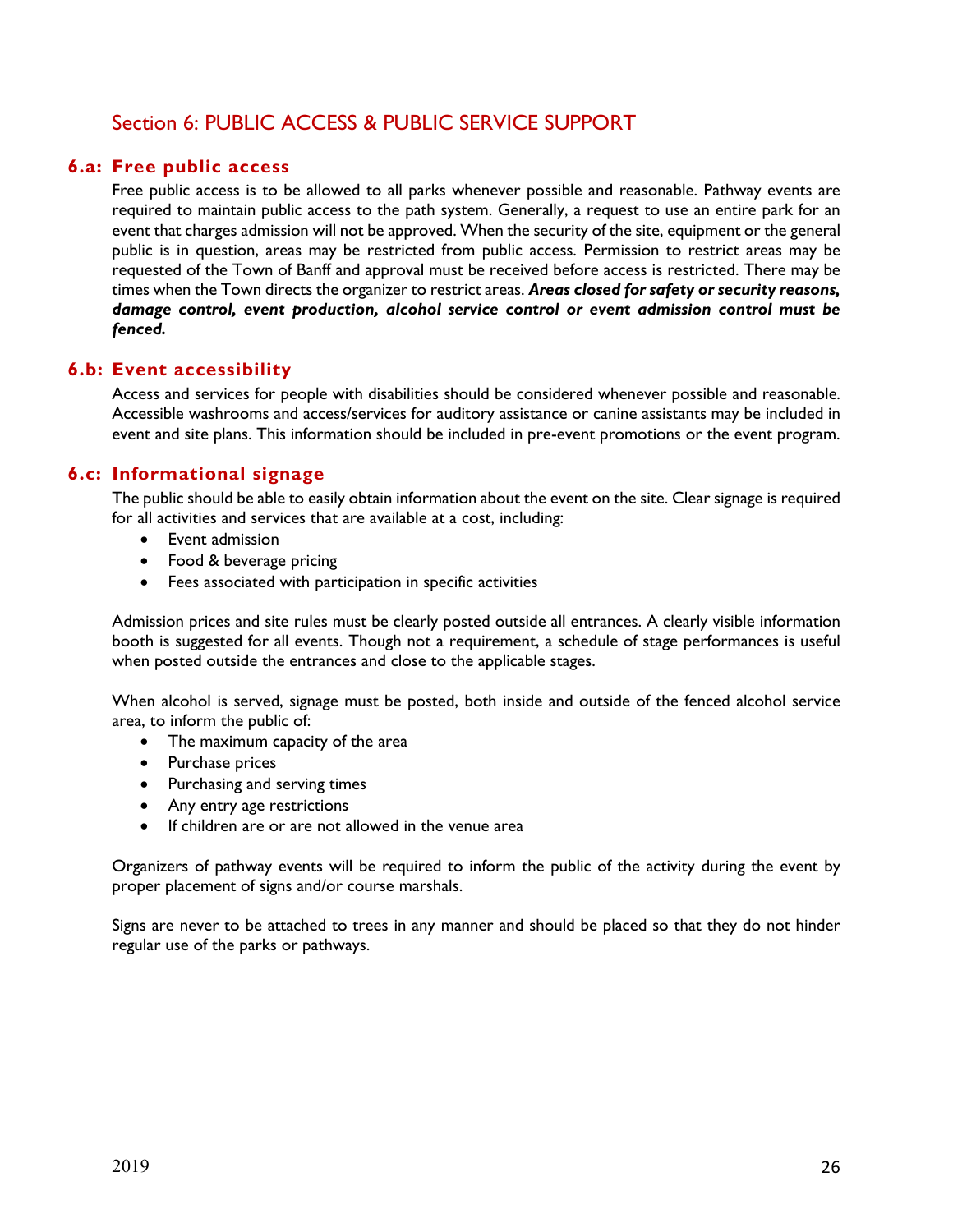## Section 6: PUBLIC ACCESS & PUBLIC SERVICE SUPPORT

### 6.a: Free public access

Free public access is to be allowed to all parks whenever possible and reasonable. Pathway events are required to maintain public access to the path system. Generally, a request to use an entire park for an event that charges admission will not be approved. When the security of the site, equipment or the general public is in question, areas may be restricted from public access. Permission to restrict areas may be requested of the Town of Banff and approval must be received before access is restricted. There may be times when the Town directs the organizer to restrict areas. ***Areas closed for safety or security reasons, damage control, event production, alcohol service control or event admission control must be fenced.***

### 6.b: Event accessibility

Access and services for people with disabilities should be considered whenever possible and reasonable. Accessible washrooms and access/services for auditory assistance or canine assistants may be included in event and site plans. This information should be included in pre-event promotions or the event program.

### 6.c: Informational signage

The public should be able to easily obtain information about the event on the site. Clear signage is required for all activities and services that are available at a cost, including:

- Event admission
- Food & beverage pricing
- Fees associated with participation in specific activities

Admission prices and site rules must be clearly posted outside all entrances. A clearly visible information booth is suggested for all events. Though not a requirement, a schedule of stage performances is useful when posted outside the entrances and close to the applicable stages.

When alcohol is served, signage must be posted, both inside and outside of the fenced alcohol service area, to inform the public of:

- The maximum capacity of the area
- Purchase prices
- Purchasing and serving times
- Any entry age restrictions
- If children are or are not allowed in the venue area

Organizers of pathway events will be required to inform the public of the activity during the event by proper placement of signs and/or course marshals.

Signs are never to be attached to trees in any manner and should be placed so that they do not hinder regular use of the parks or pathways.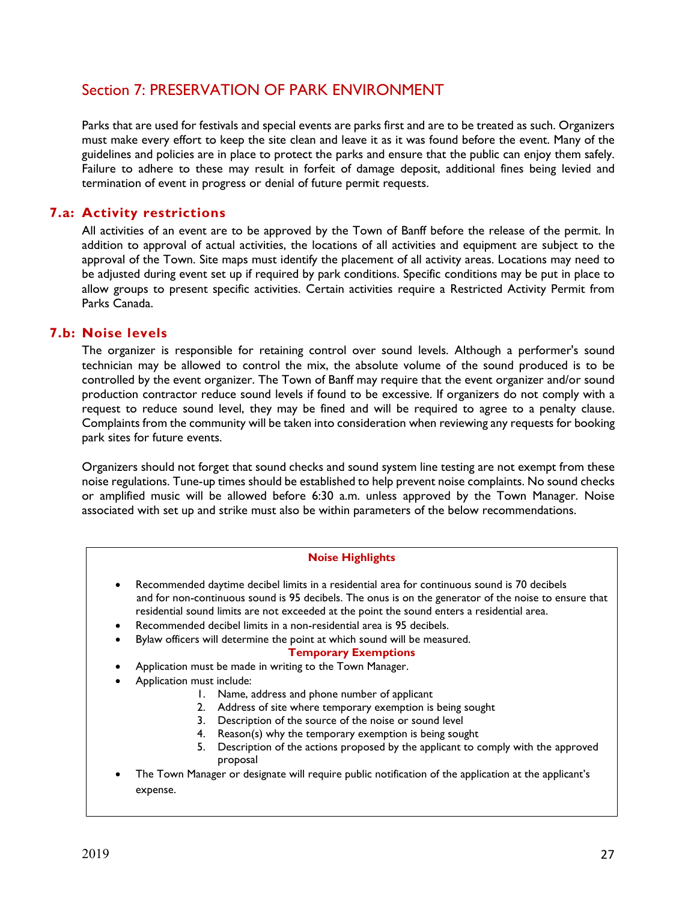## Section 7: PRESERVATION OF PARK ENVIRONMENT

Parks that are used for festivals and special events are parks first and are to be treated as such. Organizers must make every effort to keep the site clean and leave it as it was found before the event. Many of the guidelines and policies are in place to protect the parks and ensure that the public can enjoy them safely. Failure to adhere to these may result in forfeit of damage deposit, additional fines being levied and termination of event in progress or denial of future permit requests.

### 7.a: Activity restrictions

All activities of an event are to be approved by the Town of Banff before the release of the permit. In addition to approval of actual activities, the locations of all activities and equipment are subject to the approval of the Town. Site maps must identify the placement of all activity areas. Locations may need to be adjusted during event set up if required by park conditions. Specific conditions may be put in place to allow groups to present specific activities. Certain activities require a Restricted Activity Permit from Parks Canada.

### 7.b: Noise levels

The organizer is responsible for retaining control over sound levels. Although a performer's sound technician may be allowed to control the mix, the absolute volume of the sound produced is to be controlled by the event organizer. The Town of Banff may require that the event organizer and/or sound production contractor reduce sound levels if found to be excessive. If organizers do not comply with a request to reduce sound level, they may be fined and will be required to agree to a penalty clause. Complaints from the community will be taken into consideration when reviewing any requests for booking park sites for future events.

Organizers should not forget that sound checks and sound system line testing are not exempt from these noise regulations. Tune-up times should be established to help prevent noise complaints. No sound checks or amplified music will be allowed before 6:30 a.m. unless approved by the Town Manager. Noise associated with set up and strike must also be within parameters of the below recommendations.

**Noise Highlights**

- Recommended daytime decibel limits in a residential area for continuous sound is 70 decibels and for non-continuous sound is 95 decibels. The onus is on the generator of the noise to ensure that residential sound limits are not exceeded at the point the sound enters a residential area.
- Recommended decibel limits in a non-residential area is 95 decibels.
- Bylaw officers will determine the point at which sound will be measured.

**Temporary Exemptions**

- Application must be made in writing to the Town Manager.
- Application must include:
  1. Name, address and phone number of applicant
  2. Address of site where temporary exemption is being sought
  3. Description of the source of the noise or sound level
  4. Reason(s) why the temporary exemption is being sought
  5. Description of the actions proposed by the applicant to comply with the approved proposal
- The Town Manager or designate will require public notification of the application at the applicant's expense.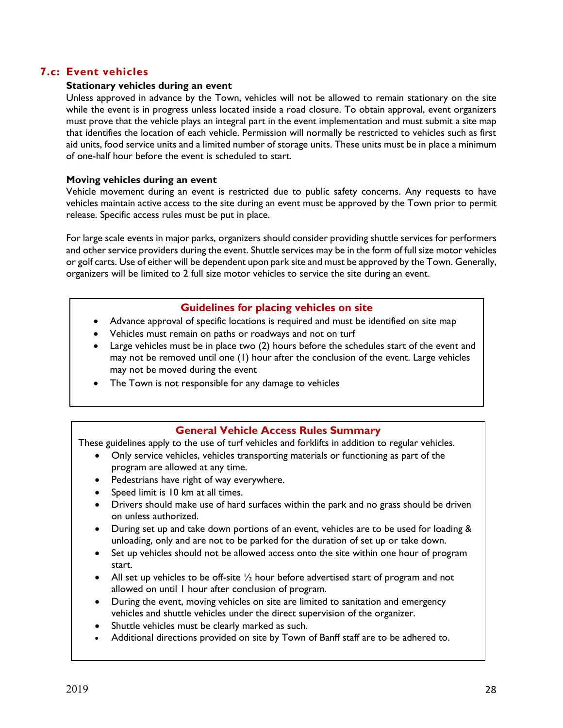## 7.c: Event vehicles

**Stationary vehicles during an event**

Unless approved in advance by the Town, vehicles will not be allowed to remain stationary on the site while the event is in progress unless located inside a road closure. To obtain approval, event organizers must prove that the vehicle plays an integral part in the event implementation and must submit a site map that identifies the location of each vehicle. Permission will normally be restricted to vehicles such as first aid units, food service units and a limited number of storage units. These units must be in place a minimum of one-half hour before the event is scheduled to start.

**Moving vehicles during an event**

Vehicle movement during an event is restricted due to public safety concerns. Any requests to have vehicles maintain active access to the site during an event must be approved by the Town prior to permit release. Specific access rules must be put in place.

For large scale events in major parks, organizers should consider providing shuttle services for performers and other service providers during the event. Shuttle services may be in the form of full size motor vehicles or golf carts. Use of either will be dependent upon park site and must be approved by the Town. Generally, organizers will be limited to 2 full size motor vehicles to service the site during an event.

### Guidelines for placing vehicles on site

- Advance approval of specific locations is required and must be identified on site map
- Vehicles must remain on paths or roadways and not on turf
- Large vehicles must be in place two (2) hours before the schedules start of the event and may not be removed until one (1) hour after the conclusion of the event. Large vehicles may not be moved during the event
- The Town is not responsible for any damage to vehicles

### General Vehicle Access Rules Summary

These guidelines apply to the use of turf vehicles and forklifts in addition to regular vehicles.

- Only service vehicles, vehicles transporting materials or functioning as part of the program are allowed at any time.
- Pedestrians have right of way everywhere.
- Speed limit is 10 km at all times.
- Drivers should make use of hard surfaces within the park and no grass should be driven on unless authorized.
- During set up and take down portions of an event, vehicles are to be used for loading & unloading, only and are not to be parked for the duration of set up or take down.
- Set up vehicles should not be allowed access onto the site within one hour of program start.
- All set up vehicles to be off-site ½ hour before advertised start of program and not allowed on until 1 hour after conclusion of program.
- During the event, moving vehicles on site are limited to sanitation and emergency vehicles and shuttle vehicles under the direct supervision of the organizer.
- Shuttle vehicles must be clearly marked as such.
- Additional directions provided on site by Town of Banff staff are to be adhered to.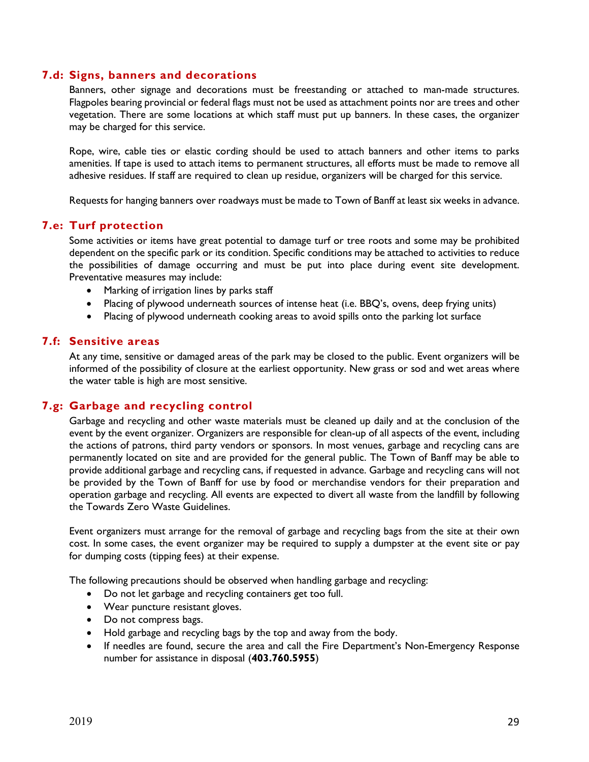### 7.d: Signs, banners and decorations

Banners, other signage and decorations must be freestanding or attached to man-made structures. Flagpoles bearing provincial or federal flags must not be used as attachment points nor are trees and other vegetation. There are some locations at which staff must put up banners. In these cases, the organizer may be charged for this service.

Rope, wire, cable ties or elastic cording should be used to attach banners and other items to parks amenities. If tape is used to attach items to permanent structures, all efforts must be made to remove all adhesive residues. If staff are required to clean up residue, organizers will be charged for this service.

Requests for hanging banners over roadways must be made to Town of Banff at least six weeks in advance.

### 7.e: Turf protection

Some activities or items have great potential to damage turf or tree roots and some may be prohibited dependent on the specific park or its condition. Specific conditions may be attached to activities to reduce the possibilities of damage occurring and must be put into place during event site development. Preventative measures may include:

- Marking of irrigation lines by parks staff
- Placing of plywood underneath sources of intense heat (i.e. BBQ's, ovens, deep frying units)
- Placing of plywood underneath cooking areas to avoid spills onto the parking lot surface

### 7.f: Sensitive areas

At any time, sensitive or damaged areas of the park may be closed to the public. Event organizers will be informed of the possibility of closure at the earliest opportunity. New grass or sod and wet areas where the water table is high are most sensitive.

### 7.g: Garbage and recycling control

Garbage and recycling and other waste materials must be cleaned up daily and at the conclusion of the event by the event organizer. Organizers are responsible for clean-up of all aspects of the event, including the actions of patrons, third party vendors or sponsors. In most venues, garbage and recycling cans are permanently located on site and are provided for the general public. The Town of Banff may be able to provide additional garbage and recycling cans, if requested in advance. Garbage and recycling cans will not be provided by the Town of Banff for use by food or merchandise vendors for their preparation and operation garbage and recycling. All events are expected to divert all waste from the landfill by following the Towards Zero Waste Guidelines.

Event organizers must arrange for the removal of garbage and recycling bags from the site at their own cost. In some cases, the event organizer may be required to supply a dumpster at the event site or pay for dumping costs (tipping fees) at their expense.

The following precautions should be observed when handling garbage and recycling:

- Do not let garbage and recycling containers get too full.
- Wear puncture resistant gloves.
- Do not compress bags.
- Hold garbage and recycling bags by the top and away from the body.
- If needles are found, secure the area and call the Fire Department's Non-Emergency Response number for assistance in disposal (**403.760.5955**)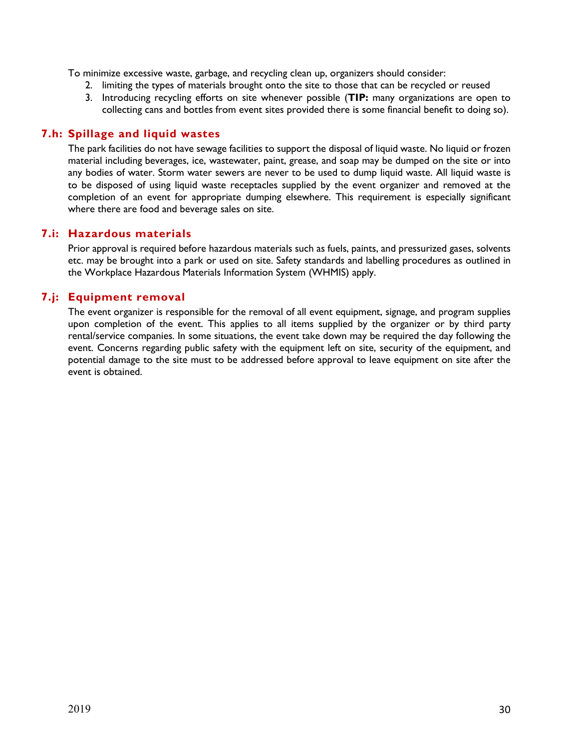To minimize excessive waste, garbage, and recycling clean up, organizers should consider:

2. limiting the types of materials brought onto the site to those that can be recycled or reused
3. Introducing recycling efforts on site whenever possible (**TIP:** many organizations are open to collecting cans and bottles from event sites provided there is some financial benefit to doing so).

### 7.h: Spillage and liquid wastes

The park facilities do not have sewage facilities to support the disposal of liquid waste. No liquid or frozen material including beverages, ice, wastewater, paint, grease, and soap may be dumped on the site or into any bodies of water. Storm water sewers are never to be used to dump liquid waste. All liquid waste is to be disposed of using liquid waste receptacles supplied by the event organizer and removed at the completion of an event for appropriate dumping elsewhere. This requirement is especially significant where there are food and beverage sales on site.

### 7.i: Hazardous materials

Prior approval is required before hazardous materials such as fuels, paints, and pressurized gases, solvents etc. may be brought into a park or used on site. Safety standards and labelling procedures as outlined in the Workplace Hazardous Materials Information System (WHMIS) apply.

### 7.j: Equipment removal

The event organizer is responsible for the removal of all event equipment, signage, and program supplies upon completion of the event. This applies to all items supplied by the organizer or by third party rental/service companies. In some situations, the event take down may be required the day following the event. Concerns regarding public safety with the equipment left on site, security of the equipment, and potential damage to the site must to be addressed before approval to leave equipment on site after the event is obtained.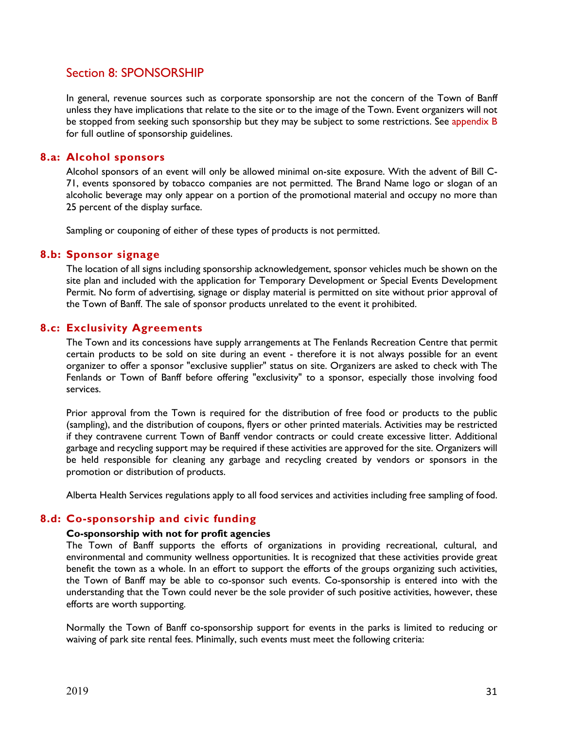## Section 8: SPONSORSHIP

In general, revenue sources such as corporate sponsorship are not the concern of the Town of Banff unless they have implications that relate to the site or to the image of the Town. Event organizers will not be stopped from seeking such sponsorship but they may be subject to some restrictions. See appendix B for full outline of sponsorship guidelines.

### 8.a: Alcohol sponsors

Alcohol sponsors of an event will only be allowed minimal on-site exposure. With the advent of Bill C-71, events sponsored by tobacco companies are not permitted. The Brand Name logo or slogan of an alcoholic beverage may only appear on a portion of the promotional material and occupy no more than 25 percent of the display surface.

Sampling or couponing of either of these types of products is not permitted.

### 8.b: Sponsor signage

The location of all signs including sponsorship acknowledgement, sponsor vehicles much be shown on the site plan and included with the application for Temporary Development or Special Events Development Permit. No form of advertising, signage or display material is permitted on site without prior approval of the Town of Banff. The sale of sponsor products unrelated to the event it prohibited.

### 8.c: Exclusivity Agreements

The Town and its concessions have supply arrangements at The Fenlands Recreation Centre that permit certain products to be sold on site during an event - therefore it is not always possible for an event organizer to offer a sponsor "exclusive supplier" status on site. Organizers are asked to check with The Fenlands or Town of Banff before offering "exclusivity" to a sponsor, especially those involving food services.

Prior approval from the Town is required for the distribution of free food or products to the public (sampling), and the distribution of coupons, flyers or other printed materials. Activities may be restricted if they contravene current Town of Banff vendor contracts or could create excessive litter. Additional garbage and recycling support may be required if these activities are approved for the site. Organizers will be held responsible for cleaning any garbage and recycling created by vendors or sponsors in the promotion or distribution of products.

Alberta Health Services regulations apply to all food services and activities including free sampling of food.

### 8.d: Co-sponsorship and civic funding

**Co-sponsorship with not for profit agencies**

The Town of Banff supports the efforts of organizations in providing recreational, cultural, and environmental and community wellness opportunities. It is recognized that these activities provide great benefit the town as a whole. In an effort to support the efforts of the groups organizing such activities, the Town of Banff may be able to co-sponsor such events. Co-sponsorship is entered into with the understanding that the Town could never be the sole provider of such positive activities, however, these efforts are worth supporting.

Normally the Town of Banff co-sponsorship support for events in the parks is limited to reducing or waiving of park site rental fees. Minimally, such events must meet the following criteria: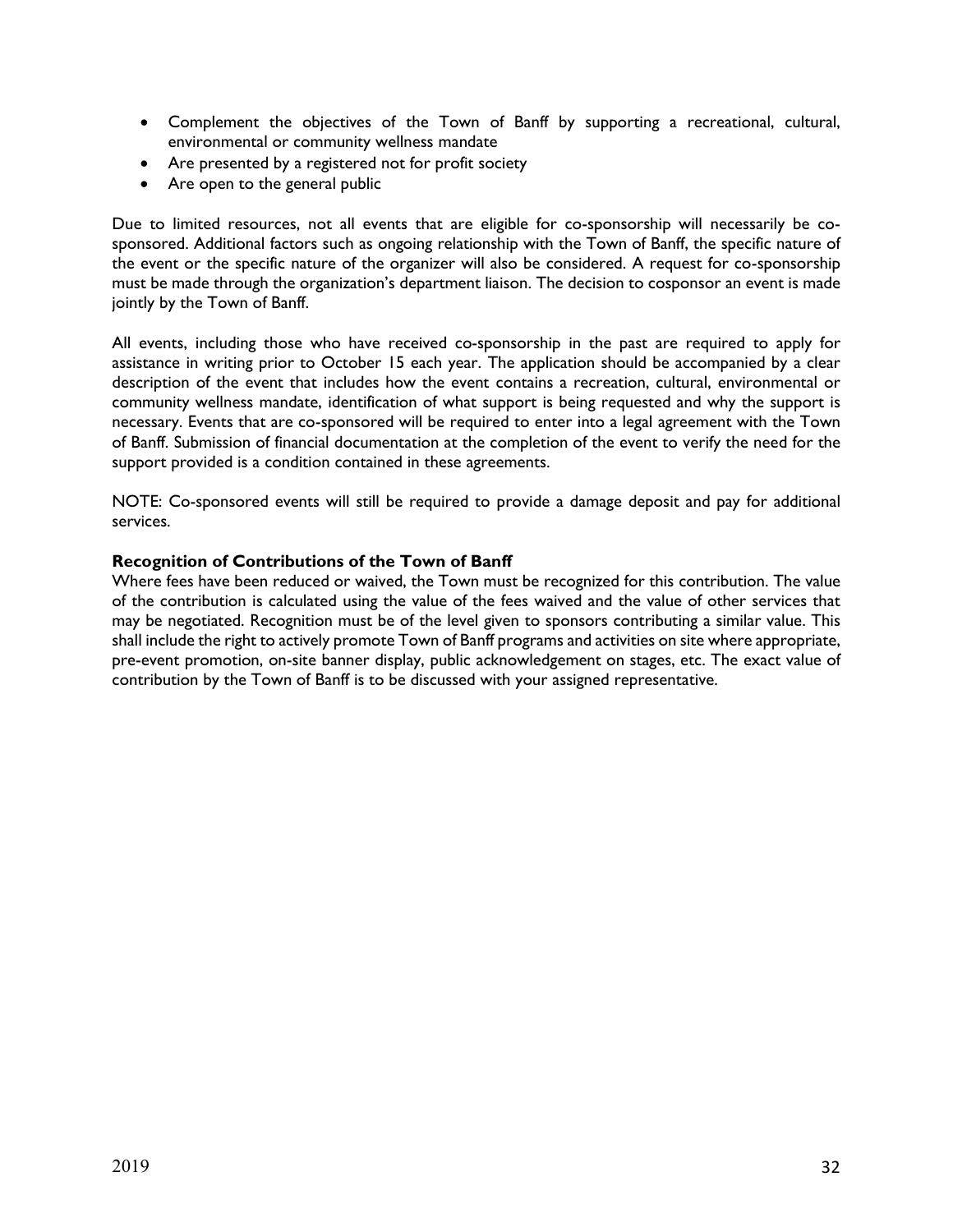- Complement the objectives of the Town of Banff by supporting a recreational, cultural, environmental or community wellness mandate
- Are presented by a registered not for profit society
- Are open to the general public

Due to limited resources, not all events that are eligible for co-sponsorship will necessarily be co-sponsored. Additional factors such as ongoing relationship with the Town of Banff, the specific nature of the event or the specific nature of the organizer will also be considered. A request for co-sponsorship must be made through the organization's department liaison. The decision to cosponsor an event is made jointly by the Town of Banff.

All events, including those who have received co-sponsorship in the past are required to apply for assistance in writing prior to October 15 each year. The application should be accompanied by a clear description of the event that includes how the event contains a recreation, cultural, environmental or community wellness mandate, identification of what support is being requested and why the support is necessary. Events that are co-sponsored will be required to enter into a legal agreement with the Town of Banff. Submission of financial documentation at the completion of the event to verify the need for the support provided is a condition contained in these agreements.

NOTE: Co-sponsored events will still be required to provide a damage deposit and pay for additional services.

**Recognition of Contributions of the Town of Banff**

Where fees have been reduced or waived, the Town must be recognized for this contribution. The value of the contribution is calculated using the value of the fees waived and the value of other services that may be negotiated. Recognition must be of the level given to sponsors contributing a similar value. This shall include the right to actively promote Town of Banff programs and activities on site where appropriate, pre-event promotion, on-site banner display, public acknowledgement on stages, etc. The exact value of contribution by the Town of Banff is to be discussed with your assigned representative.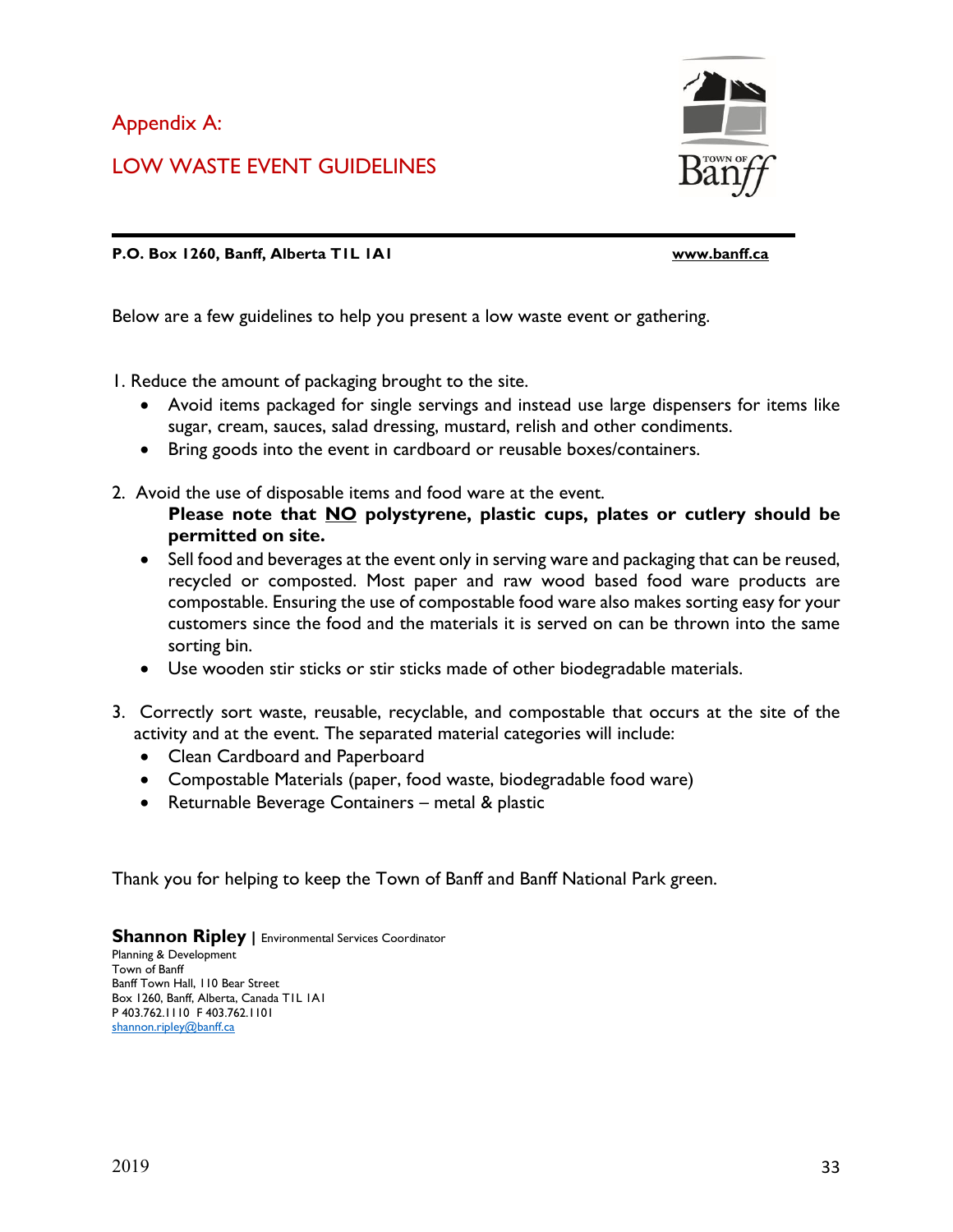# Appendix A:

## LOW WASTE EVENT GUIDELINES

**P.O. Box 1260, Banff, Alberta T1L 1A1** **www.banff.ca**

Below are a few guidelines to help you present a low waste event or gathering.

1. Reduce the amount of packaging brought to the site.
   - Avoid items packaged for single servings and instead use large dispensers for items like sugar, cream, sauces, salad dressing, mustard, relish and other condiments.
   - Bring goods into the event in cardboard or reusable boxes/containers.

2. Avoid the use of disposable items and food ware at the event.

   **Please note that NO polystyrene, plastic cups, plates or cutlery should be permitted on site.**
   - Sell food and beverages at the event only in serving ware and packaging that can be reused, recycled or composted. Most paper and raw wood based food ware products are compostable. Ensuring the use of compostable food ware also makes sorting easy for your customers since the food and the materials it is served on can be thrown into the same sorting bin.
   - Use wooden stir sticks or stir sticks made of other biodegradable materials.

3. Correctly sort waste, reusable, recyclable, and compostable that occurs at the site of the activity and at the event. The separated material categories will include:
   - Clean Cardboard and Paperboard
   - Compostable Materials (paper, food waste, biodegradable food ware)
   - Returnable Beverage Containers – metal & plastic

Thank you for helping to keep the Town of Banff and Banff National Park green.

**Shannon Ripley** | Environmental Services Coordinator
Planning & Development
Town of Banff
Banff Town Hall, 110 Bear Street
Box 1260, Banff, Alberta, Canada T1L 1A1
P 403.762.1110 F 403.762.1101
shannon.ripley@banff.ca

2019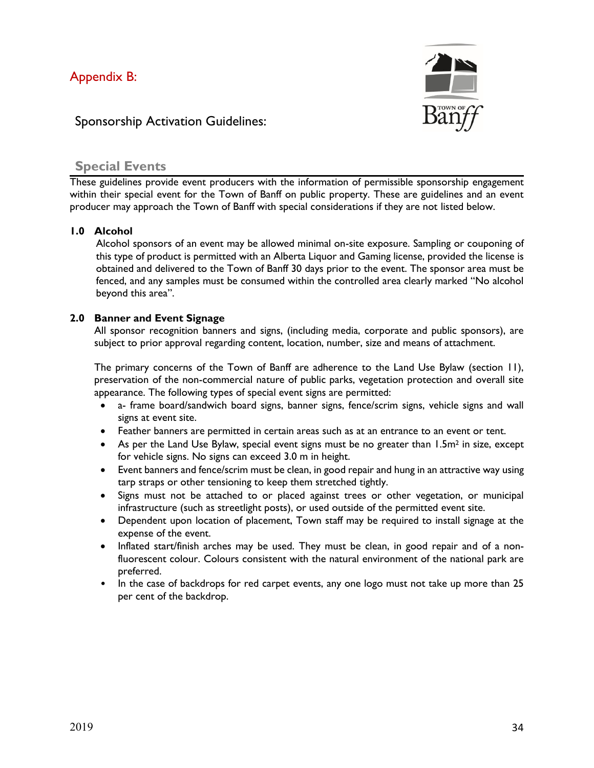## Appendix B:

### Sponsorship Activation Guidelines:

### Special Events

These guidelines provide event producers with the information of permissible sponsorship engagement within their special event for the Town of Banff on public property. These are guidelines and an event producer may approach the Town of Banff with special considerations if they are not listed below.

#### 1.0 Alcohol

Alcohol sponsors of an event may be allowed minimal on-site exposure. Sampling or couponing of this type of product is permitted with an Alberta Liquor and Gaming license, provided the license is obtained and delivered to the Town of Banff 30 days prior to the event. The sponsor area must be fenced, and any samples must be consumed within the controlled area clearly marked "No alcohol beyond this area".

#### 2.0 Banner and Event Signage

All sponsor recognition banners and signs, (including media, corporate and public sponsors), are subject to prior approval regarding content, location, number, size and means of attachment.

The primary concerns of the Town of Banff are adherence to the Land Use Bylaw (section 11), preservation of the non-commercial nature of public parks, vegetation protection and overall site appearance. The following types of special event signs are permitted:

- a- frame board/sandwich board signs, banner signs, fence/scrim signs, vehicle signs and wall signs at event site.
- Feather banners are permitted in certain areas such as at an entrance to an event or tent.
- As per the Land Use Bylaw, special event signs must be no greater than 1.5m$^2$ in size, except for vehicle signs. No signs can exceed 3.0 m in height.
- Event banners and fence/scrim must be clean, in good repair and hung in an attractive way using tarp straps or other tensioning to keep them stretched tightly.
- Signs must not be attached to or placed against trees or other vegetation, or municipal infrastructure (such as streetlight posts), or used outside of the permitted event site.
- Dependent upon location of placement, Town staff may be required to install signage at the expense of the event.
- Inflated start/finish arches may be used. They must be clean, in good repair and of a non-fluorescent colour. Colours consistent with the natural environment of the national park are preferred.
- In the case of backdrops for red carpet events, any one logo must not take up more than 25 per cent of the backdrop.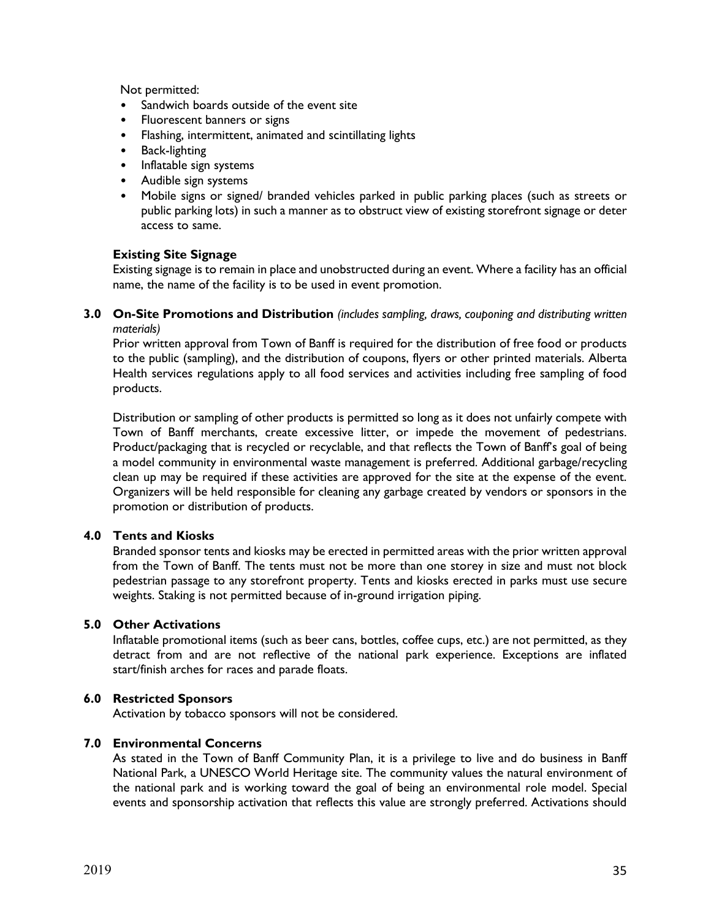Not permitted:

- Sandwich boards outside of the event site
- Fluorescent banners or signs
- Flashing, intermittent, animated and scintillating lights
- Back-lighting
- Inflatable sign systems
- Audible sign systems
- Mobile signs or signed/ branded vehicles parked in public parking places (such as streets or public parking lots) in such a manner as to obstruct view of existing storefront signage or deter access to same.

**Existing Site Signage**

Existing signage is to remain in place and unobstructed during an event. Where a facility has an official name, the name of the facility is to be used in event promotion.

### 3.0 On-Site Promotions and Distribution *(includes sampling, draws, couponing and distributing written materials)*

Prior written approval from Town of Banff is required for the distribution of free food or products to the public (sampling), and the distribution of coupons, flyers or other printed materials. Alberta Health services regulations apply to all food services and activities including free sampling of food products.

Distribution or sampling of other products is permitted so long as it does not unfairly compete with Town of Banff merchants, create excessive litter, or impede the movement of pedestrians. Product/packaging that is recycled or recyclable, and that reflects the Town of Banff's goal of being a model community in environmental waste management is preferred. Additional garbage/recycling clean up may be required if these activities are approved for the site at the expense of the event. Organizers will be held responsible for cleaning any garbage created by vendors or sponsors in the promotion or distribution of products.

### 4.0 Tents and Kiosks

Branded sponsor tents and kiosks may be erected in permitted areas with the prior written approval from the Town of Banff. The tents must not be more than one storey in size and must not block pedestrian passage to any storefront property. Tents and kiosks erected in parks must use secure weights. Staking is not permitted because of in-ground irrigation piping.

### 5.0 Other Activations

Inflatable promotional items (such as beer cans, bottles, coffee cups, etc.) are not permitted, as they detract from and are not reflective of the national park experience. Exceptions are inflated start/finish arches for races and parade floats.

### 6.0 Restricted Sponsors

Activation by tobacco sponsors will not be considered.

### 7.0 Environmental Concerns

As stated in the Town of Banff Community Plan, it is a privilege to live and do business in Banff National Park, a UNESCO World Heritage site. The community values the natural environment of the national park and is working toward the goal of being an environmental role model. Special events and sponsorship activation that reflects this value are strongly preferred. Activations should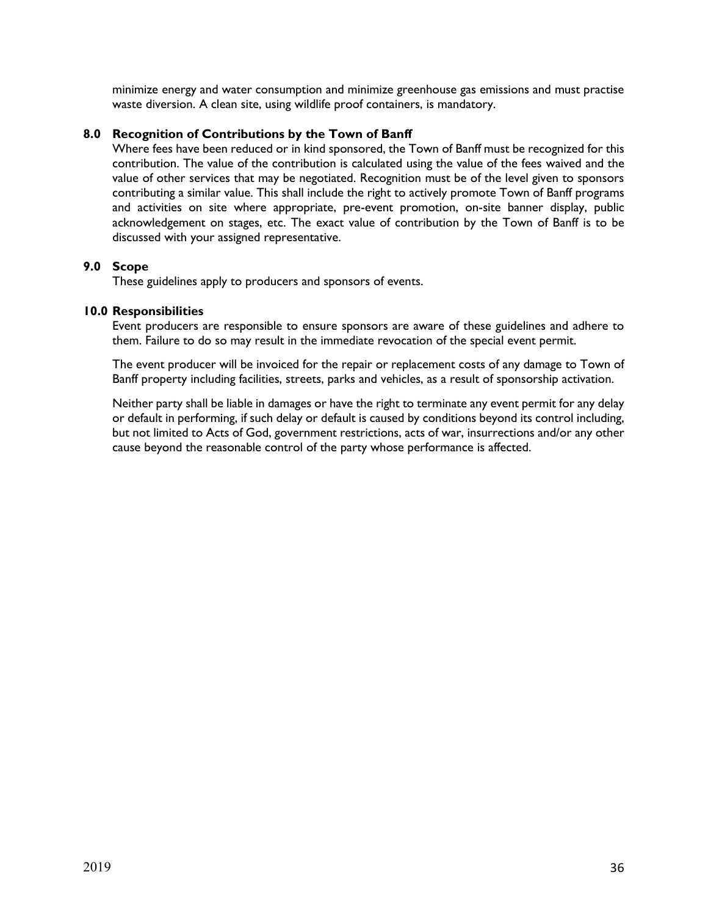minimize energy and water consumption and minimize greenhouse gas emissions and must practise waste diversion. A clean site, using wildlife proof containers, is mandatory.

### 8.0 Recognition of Contributions by the Town of Banff

Where fees have been reduced or in kind sponsored, the Town of Banff must be recognized for this contribution. The value of the contribution is calculated using the value of the fees waived and the value of other services that may be negotiated. Recognition must be of the level given to sponsors contributing a similar value. This shall include the right to actively promote Town of Banff programs and activities on site where appropriate, pre-event promotion, on-site banner display, public acknowledgement on stages, etc. The exact value of contribution by the Town of Banff is to be discussed with your assigned representative.

### 9.0 Scope

These guidelines apply to producers and sponsors of events.

### 10.0 Responsibilities

Event producers are responsible to ensure sponsors are aware of these guidelines and adhere to them. Failure to do so may result in the immediate revocation of the special event permit.

The event producer will be invoiced for the repair or replacement costs of any damage to Town of Banff property including facilities, streets, parks and vehicles, as a result of sponsorship activation.

Neither party shall be liable in damages or have the right to terminate any event permit for any delay or default in performing, if such delay or default is caused by conditions beyond its control including, but not limited to Acts of God, government restrictions, acts of war, insurrections and/or any other cause beyond the reasonable control of the party whose performance is affected.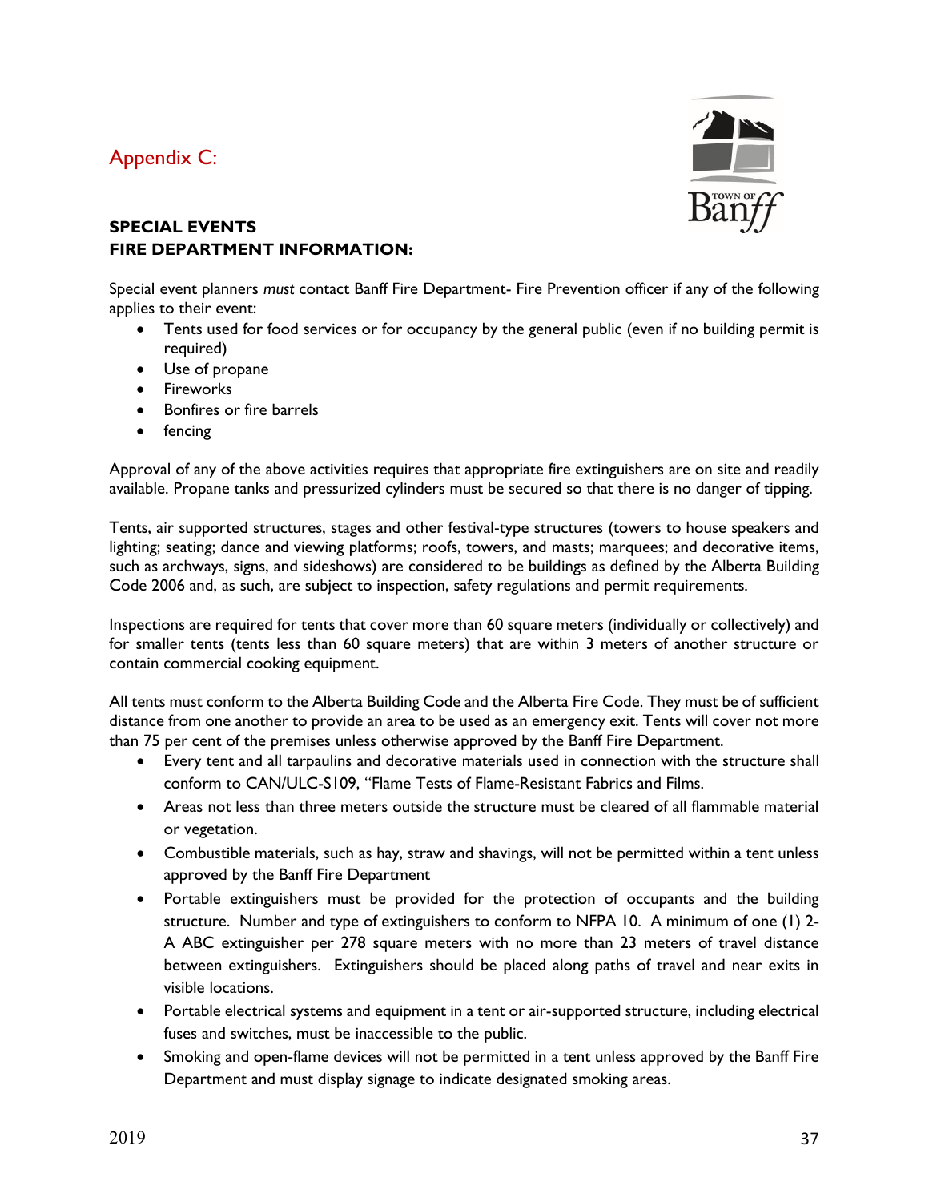## Appendix C:

**SPECIAL EVENTS**
**FIRE DEPARTMENT INFORMATION:**

Special event planners *must* contact Banff Fire Department- Fire Prevention officer if any of the following applies to their event:

- Tents used for food services or for occupancy by the general public (even if no building permit is required)
- Use of propane
- Fireworks
- Bonfires or fire barrels
- fencing

Approval of any of the above activities requires that appropriate fire extinguishers are on site and readily available. Propane tanks and pressurized cylinders must be secured so that there is no danger of tipping.

Tents, air supported structures, stages and other festival-type structures (towers to house speakers and lighting; seating; dance and viewing platforms; roofs, towers, and masts; marquees; and decorative items, such as archways, signs, and sideshows) are considered to be buildings as defined by the Alberta Building Code 2006 and, as such, are subject to inspection, safety regulations and permit requirements.

Inspections are required for tents that cover more than 60 square meters (individually or collectively) and for smaller tents (tents less than 60 square meters) that are within 3 meters of another structure or contain commercial cooking equipment.

All tents must conform to the Alberta Building Code and the Alberta Fire Code. They must be of sufficient distance from one another to provide an area to be used as an emergency exit. Tents will cover not more than 75 per cent of the premises unless otherwise approved by the Banff Fire Department.

- Every tent and all tarpaulins and decorative materials used in connection with the structure shall conform to CAN/ULC-S109, "Flame Tests of Flame-Resistant Fabrics and Films.
- Areas not less than three meters outside the structure must be cleared of all flammable material or vegetation.
- Combustible materials, such as hay, straw and shavings, will not be permitted within a tent unless approved by the Banff Fire Department
- Portable extinguishers must be provided for the protection of occupants and the building structure. Number and type of extinguishers to conform to NFPA 10. A minimum of one (1) 2-A ABC extinguisher per 278 square meters with no more than 23 meters of travel distance between extinguishers. Extinguishers should be placed along paths of travel and near exits in visible locations.
- Portable electrical systems and equipment in a tent or air-supported structure, including electrical fuses and switches, must be inaccessible to the public.
- Smoking and open-flame devices will not be permitted in a tent unless approved by the Banff Fire Department and must display signage to indicate designated smoking areas.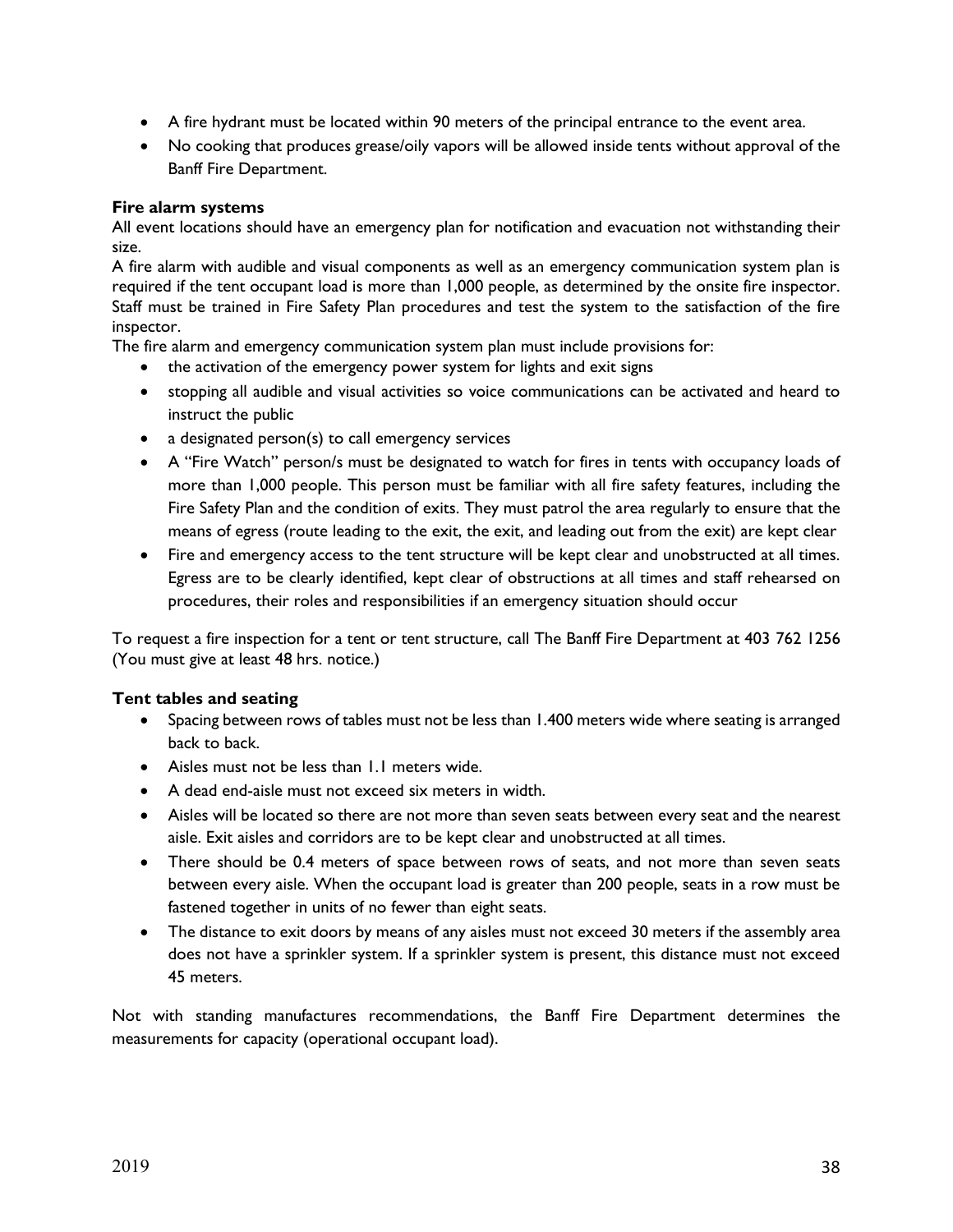- A fire hydrant must be located within 90 meters of the principal entrance to the event area.
- No cooking that produces grease/oily vapors will be allowed inside tents without approval of the Banff Fire Department.

### Fire alarm systems

All event locations should have an emergency plan for notification and evacuation not withstanding their size.

A fire alarm with audible and visual components as well as an emergency communication system plan is required if the tent occupant load is more than 1,000 people, as determined by the onsite fire inspector. Staff must be trained in Fire Safety Plan procedures and test the system to the satisfaction of the fire inspector.

The fire alarm and emergency communication system plan must include provisions for:

- the activation of the emergency power system for lights and exit signs
- stopping all audible and visual activities so voice communications can be activated and heard to instruct the public
- a designated person(s) to call emergency services
- A "Fire Watch" person/s must be designated to watch for fires in tents with occupancy loads of more than 1,000 people. This person must be familiar with all fire safety features, including the Fire Safety Plan and the condition of exits. They must patrol the area regularly to ensure that the means of egress (route leading to the exit, the exit, and leading out from the exit) are kept clear
- Fire and emergency access to the tent structure will be kept clear and unobstructed at all times. Egress are to be clearly identified, kept clear of obstructions at all times and staff rehearsed on procedures, their roles and responsibilities if an emergency situation should occur

To request a fire inspection for a tent or tent structure, call The Banff Fire Department at 403 762 1256 (You must give at least 48 hrs. notice.)

### Tent tables and seating

- Spacing between rows of tables must not be less than 1.400 meters wide where seating is arranged back to back.
- Aisles must not be less than 1.1 meters wide.
- A dead end-aisle must not exceed six meters in width.
- Aisles will be located so there are not more than seven seats between every seat and the nearest aisle. Exit aisles and corridors are to be kept clear and unobstructed at all times.
- There should be 0.4 meters of space between rows of seats, and not more than seven seats between every aisle. When the occupant load is greater than 200 people, seats in a row must be fastened together in units of no fewer than eight seats.
- The distance to exit doors by means of any aisles must not exceed 30 meters if the assembly area does not have a sprinkler system. If a sprinkler system is present, this distance must not exceed 45 meters.

Not with standing manufactures recommendations, the Banff Fire Department determines the measurements for capacity (operational occupant load).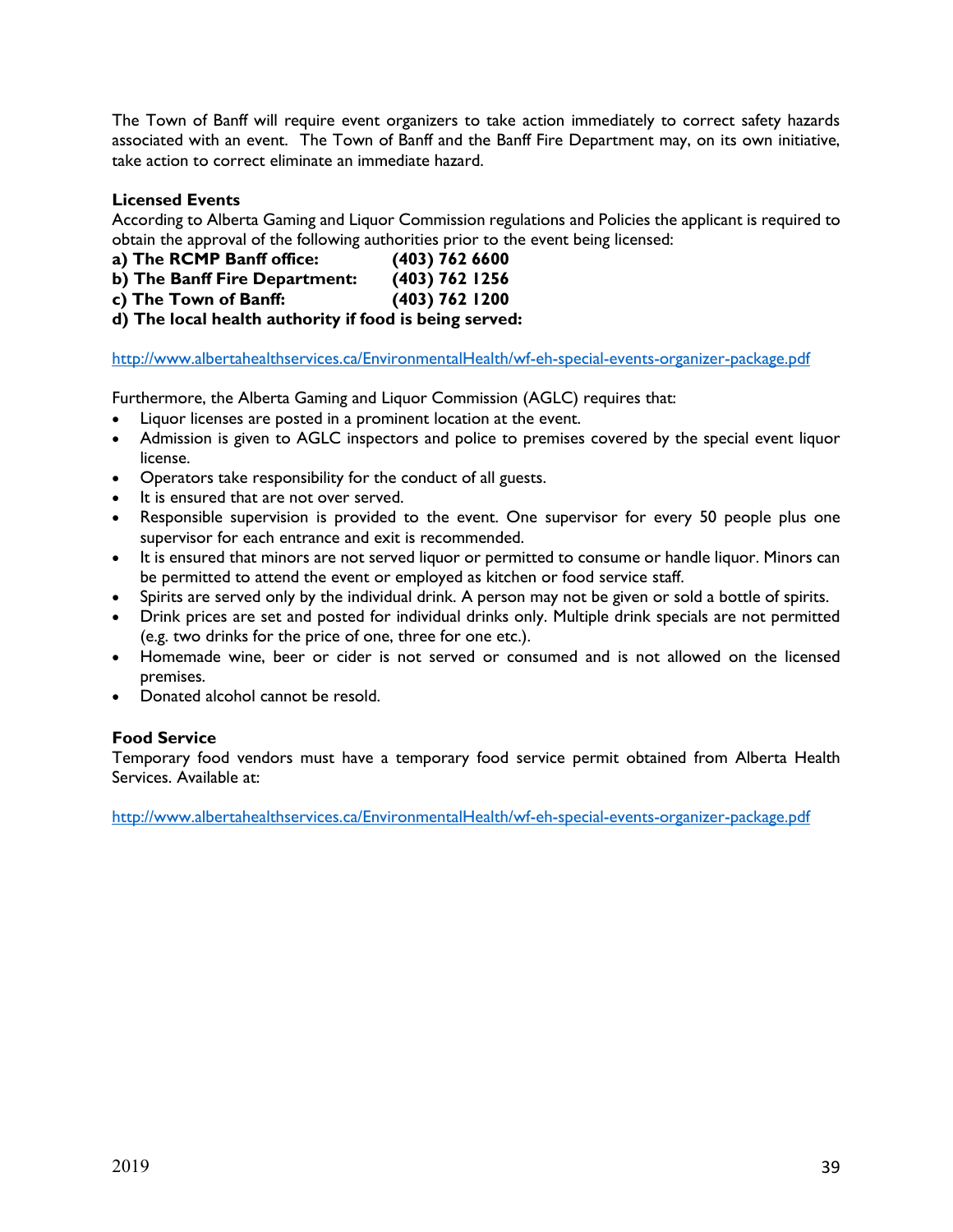The Town of Banff will require event organizers to take action immediately to correct safety hazards associated with an event. The Town of Banff and the Banff Fire Department may, on its own initiative, take action to correct eliminate an immediate hazard.

**Licensed Events**

According to Alberta Gaming and Liquor Commission regulations and Policies the applicant is required to obtain the approval of the following authorities prior to the event being licensed:

**a) The RCMP Banff office: (403) 762 6600**
**b) The Banff Fire Department: (403) 762 1256**
**c) The Town of Banff: (403) 762 1200**
**d) The local health authority if food is being served:**

http://www.albertahealthservices.ca/EnvironmentalHealth/wf-eh-special-events-organizer-package.pdf

Furthermore, the Alberta Gaming and Liquor Commission (AGLC) requires that:

- Liquor licenses are posted in a prominent location at the event.
- Admission is given to AGLC inspectors and police to premises covered by the special event liquor license.
- Operators take responsibility for the conduct of all guests.
- It is ensured that are not over served.
- Responsible supervision is provided to the event. One supervisor for every 50 people plus one supervisor for each entrance and exit is recommended.
- It is ensured that minors are not served liquor or permitted to consume or handle liquor. Minors can be permitted to attend the event or employed as kitchen or food service staff.
- Spirits are served only by the individual drink. A person may not be given or sold a bottle of spirits.
- Drink prices are set and posted for individual drinks only. Multiple drink specials are not permitted (e.g. two drinks for the price of one, three for one etc.).
- Homemade wine, beer or cider is not served or consumed and is not allowed on the licensed premises.
- Donated alcohol cannot be resold.

**Food Service**

Temporary food vendors must have a temporary food service permit obtained from Alberta Health Services. Available at:

http://www.albertahealthservices.ca/EnvironmentalHealth/wf-eh-special-events-organizer-package.pdf